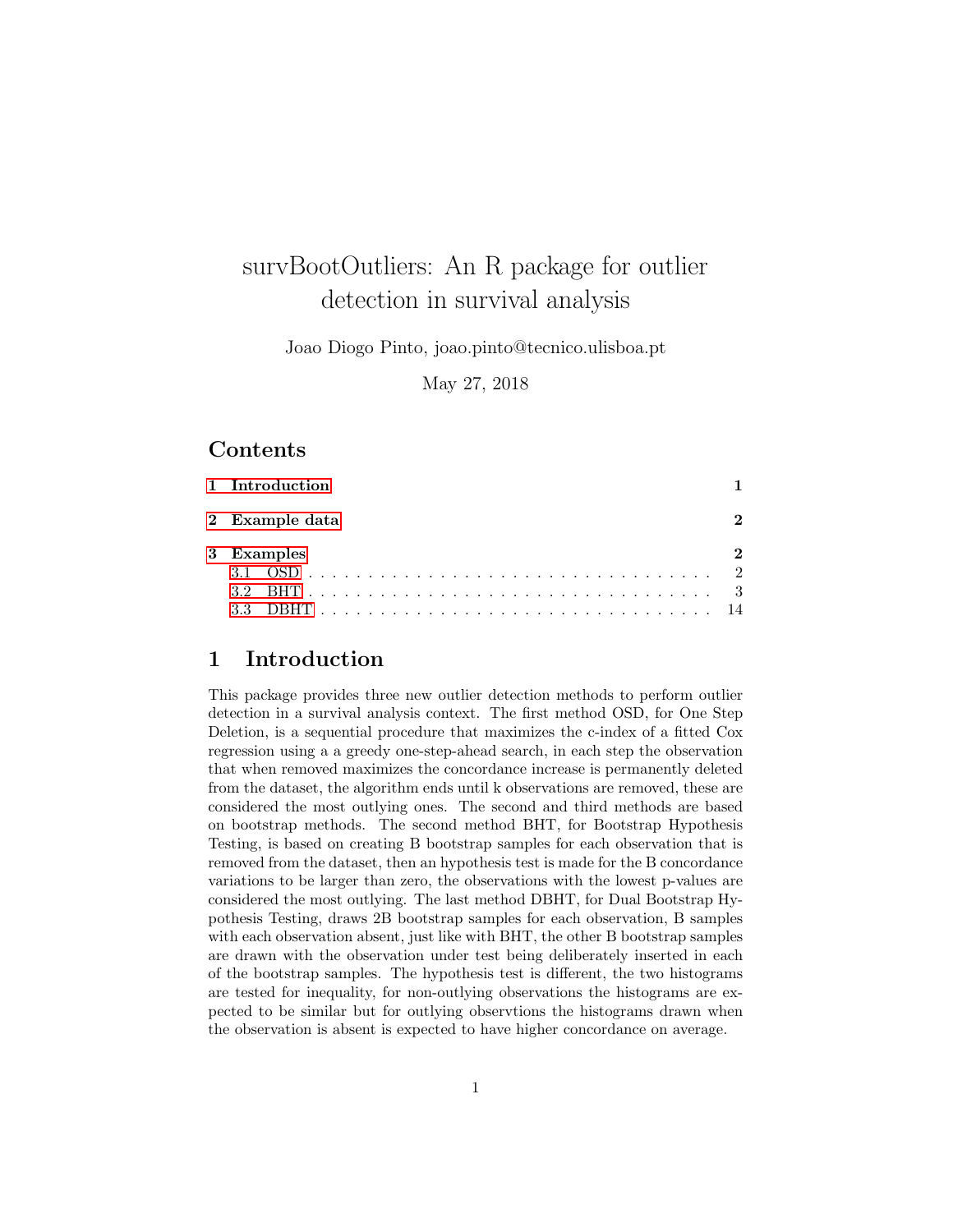# survBootOutliers: An R package for outlier detection in survival analysis

Joao Diogo Pinto, joao.pinto@tecnico.ulisboa.pt

May 27, 2018

## Contents

1 Introduction 1

2 Example data 2

3 Examples 2
- 3.1 OSD . . . 2
- 3.2 BHT . . . 3
- 3.3 DBHT . . . 14

## 1 Introduction

This package provides three new outlier detection methods to perform outlier detection in a survival analysis context. The first method OSD, for One Step Deletion, is a sequential procedure that maximizes the c-index of a fitted Cox regression using a a greedy one-step-ahead search, in each step the observation that when removed maximizes the concordance increase is permanently deleted from the dataset, the algorithm ends until k observations are removed, these are considered the most outlying ones. The second and third methods are based on bootstrap methods. The second method BHT, for Bootstrap Hypothesis Testing, is based on creating B bootstrap samples for each observation that is removed from the dataset, then an hypothesis test is made for the B concordance variations to be larger than zero, the observations with the lowest p-values are considered the most outlying. The last method DBHT, for Dual Bootstrap Hypothesis Testing, draws 2B bootstrap samples for each observation, B samples with each observation absent, just like with BHT, the other B bootstrap samples are drawn with the observation under test being deliberately inserted in each of the bootstrap samples. The hypothesis test is different, the two histograms are tested for inequality, for non-outlying observations the histograms are expected to be similar but for outlying obserations the histograms drawn when the observation is absent is expected to have higher concordance on average.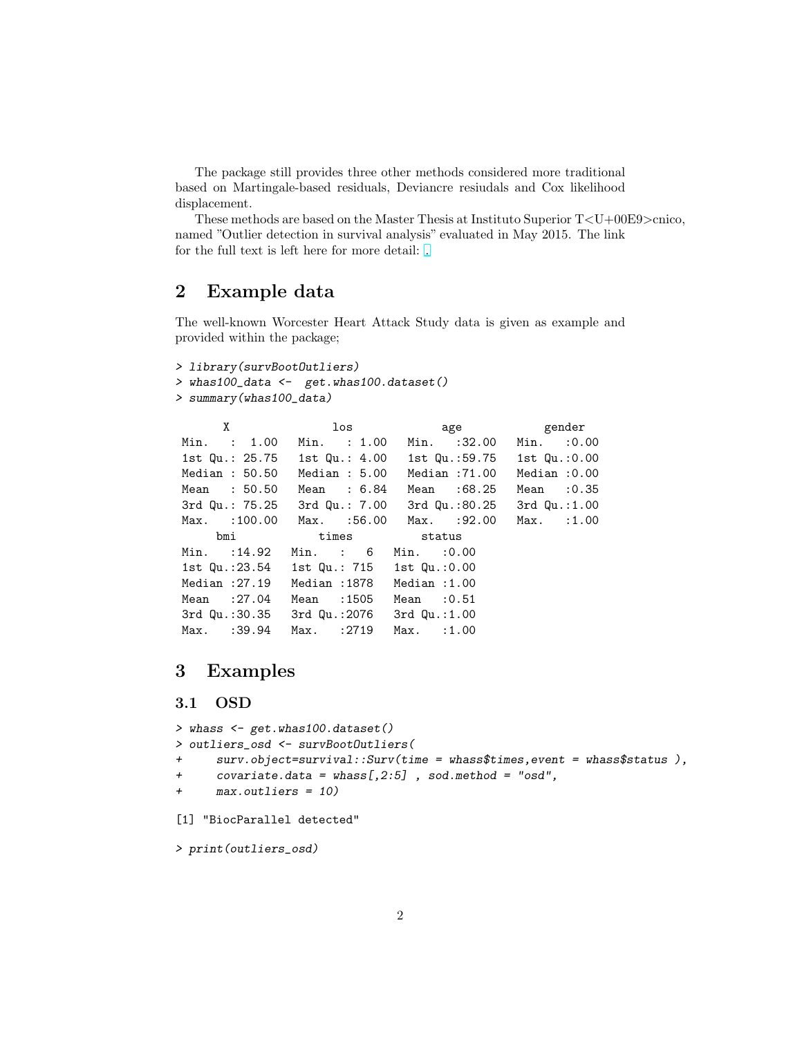The package still provides three other methods considered more traditional based on Martingale-based residuals, Deviancre resiudals and Cox likelihood displacement.

These methods are based on the Master Thesis at Instituto Superior T<U+00E9>cnico, named "Outlier detection in survival analysis" evaluated in May 2015. The link for the full text is left here for more detail: .

## 2 Example data

The well-known Worcester Heart Attack Study data is given as example and provided within the package;

```
> library(survBootOutliers)
> whas100_data <-  get.whas100.dataset()
> summary(whas100_data)

       X               los              age            gender    
 Min.   :  1.00   Min.   : 1.00   Min.   :32.00   Min.   :0.00  
 1st Qu.: 25.75   1st Qu.: 4.00   1st Qu.:59.75   1st Qu.:0.00  
 Median : 50.50   Median : 5.00   Median :71.00   Median :0.00  
 Mean   : 50.50   Mean   : 6.84   Mean   :68.25   Mean   :0.35  
 3rd Qu.: 75.25   3rd Qu.: 7.00   3rd Qu.:80.25   3rd Qu.:1.00  
 Max.   :100.00   Max.   :56.00   Max.   :92.00   Max.   :1.00  
      bmi            times          status    
 Min.   :14.92   Min.   :   6   Min.   :0.00  
 1st Qu.:23.54   1st Qu.: 715   1st Qu.:0.00  
 Median :27.19   Median :1878   Median :1.00  
 Mean   :27.04   Mean   :1505   Mean   :0.51  
 3rd Qu.:30.35   3rd Qu.:2076   3rd Qu.:1.00  
 Max.   :39.94   Max.   :2719   Max.   :1.00  
```

## 3 Examples

### 3.1 OSD

```
> whass <- get.whas100.dataset()
> outliers_osd <- survBootOutliers(
+     surv.object=survival::Surv(time = whass$times,event = whass$status ),
+     covariate.data = whass[,2:5] , sod.method = "osd",
+     max.outliers = 10)

[1] "BiocParallel detected"

> print(outliers_osd)
```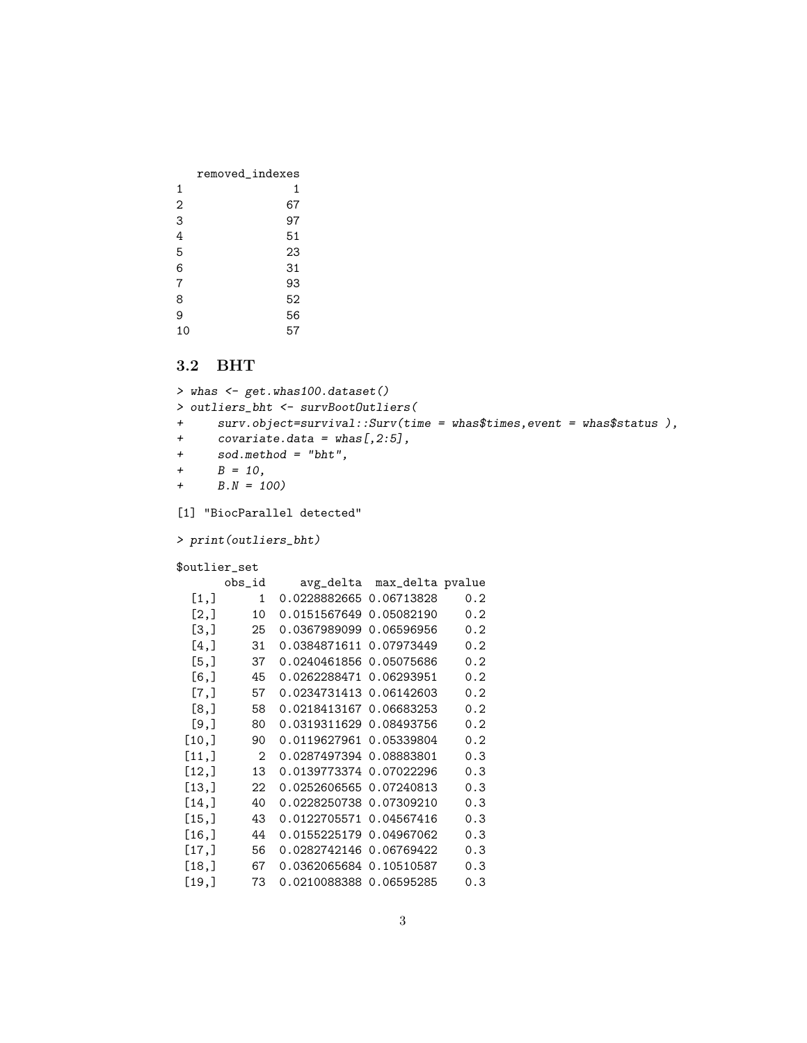```
   removed_indexes
1                1
2               67
3               97
4               51
5               23
6               31
7               93
8               52
9               56
10              57
```

### 3.2 BHT

```
> whas <- get.whas100.dataset()
> outliers_bht <- survBootOutliers(
+     surv.object=survival::Surv(time = whas$times,event = whas$status ),
+     covariate.data = whas[,2:5],
+     sod.method = "bht",
+     B = 10,
+     B.N = 100)
```

```
[1] "BiocParallel detected"
```

```
> print(outliers_bht)
```

```
$outlier_set
      obs_id    avg_delta  max_delta pvalue
  [1,]     1 0.0228882665 0.06713828    0.2
  [2,]    10 0.0151567649 0.05082190    0.2
  [3,]    25 0.0367989099 0.06596956    0.2
  [4,]    31 0.0384871611 0.07973449    0.2
  [5,]    37 0.0240461856 0.05075686    0.2
  [6,]    45 0.0262288471 0.06293951    0.2
  [7,]    57 0.0234731413 0.06142603    0.2
  [8,]    58 0.0218413167 0.06683253    0.2
  [9,]    80 0.0319311629 0.08493756    0.2
 [10,]    90 0.0119627961 0.05339804    0.2
 [11,]     2 0.0287497394 0.08883801    0.3
 [12,]    13 0.0139773374 0.07022296    0.3
 [13,]    22 0.0252606565 0.07240813    0.3
 [14,]    40 0.0228250738 0.07309210    0.3
 [15,]    43 0.0122705571 0.04567416    0.3
 [16,]    44 0.0155225179 0.04967062    0.3
 [17,]    56 0.0282742146 0.06769422    0.3
 [18,]    67 0.0362065684 0.10510587    0.3
 [19,]    73 0.0210088388 0.06595285    0.3
```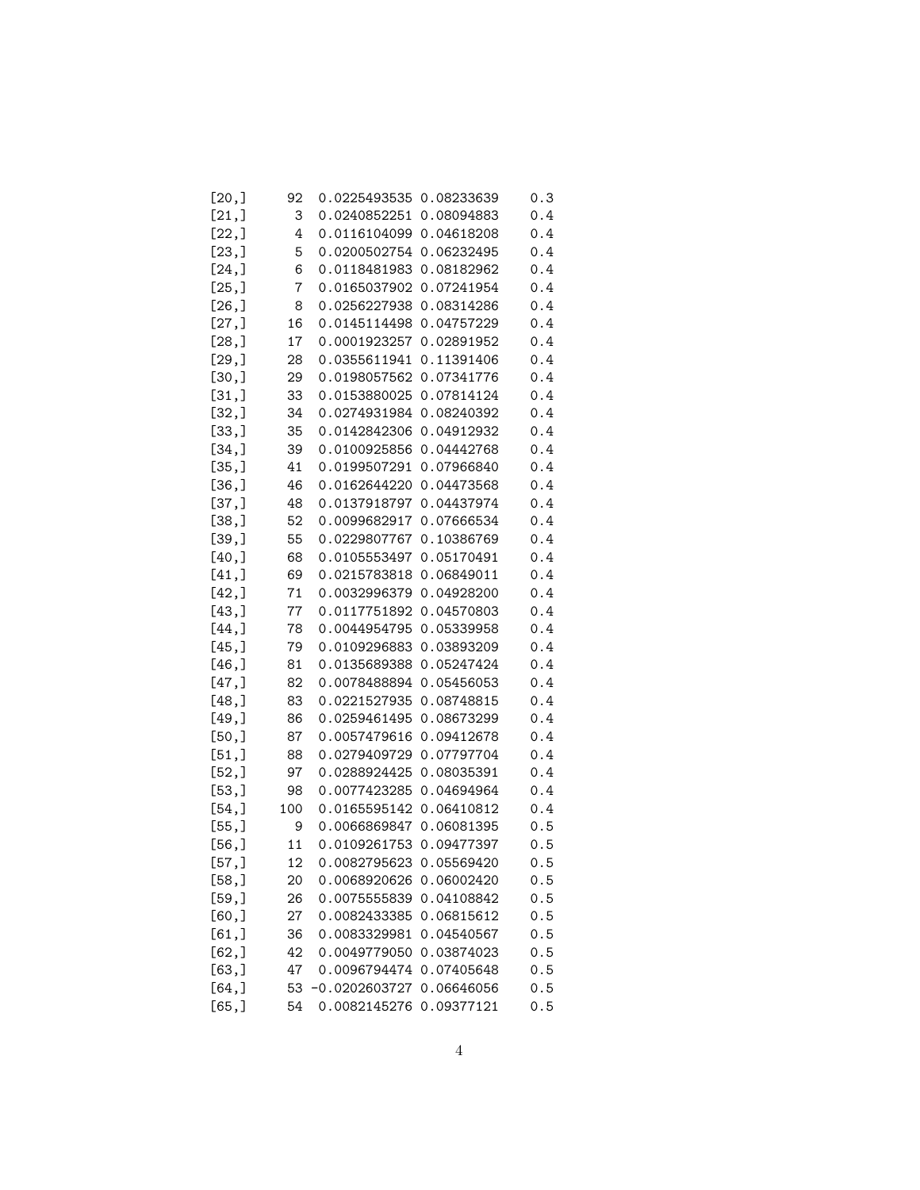```
[20,]   92  0.0225493535 0.08233639    0.3
[21,]    3  0.0240852251 0.08094883    0.4
[22,]    4  0.0116104099 0.04618208    0.4
[23,]    5  0.0200502754 0.06232495    0.4
[24,]    6  0.0118481983 0.08182962    0.4
[25,]    7  0.0165037902 0.07241954    0.4
[26,]    8  0.0256227938 0.08314286    0.4
[27,]   16  0.0145114498 0.04757229    0.4
[28,]   17  0.0001923257 0.02891952    0.4
[29,]   28  0.0355611941 0.11391406    0.4
[30,]   29  0.0198057562 0.07341776    0.4
[31,]   33  0.0153880025 0.07814124    0.4
[32,]   34  0.0274931984 0.08240392    0.4
[33,]   35  0.0142842306 0.04912932    0.4
[34,]   39  0.0100925856 0.04442768    0.4
[35,]   41  0.0199507291 0.07966840    0.4
[36,]   46  0.0162644220 0.04473568    0.4
[37,]   48  0.0137918797 0.04437974    0.4
[38,]   52  0.0099682917 0.07666534    0.4
[39,]   55  0.0229807767 0.10386769    0.4
[40,]   68  0.0105553497 0.05170491    0.4
[41,]   69  0.0215783818 0.06849011    0.4
[42,]   71  0.0032996379 0.04928200    0.4
[43,]   77  0.0117751892 0.04570803    0.4
[44,]   78  0.0044954795 0.05339958    0.4
[45,]   79  0.0109296883 0.03893209    0.4
[46,]   81  0.0135689388 0.05247424    0.4
[47,]   82  0.0078488894 0.05456053    0.4
[48,]   83  0.0221527935 0.08748815    0.4
[49,]   86  0.0259461495 0.08673299    0.4
[50,]   87  0.0057479616 0.09412678    0.4
[51,]   88  0.0279409729 0.07797704    0.4
[52,]   97  0.0288924425 0.08035391    0.4
[53,]   98  0.0077423285 0.04694964    0.4
[54,]  100  0.0165595142 0.06410812    0.4
[55,]    9  0.0066869847 0.06081395    0.5
[56,]   11  0.0109261753 0.09477397    0.5
[57,]   12  0.0082795623 0.05569420    0.5
[58,]   20  0.0068920626 0.06002420    0.5
[59,]   26  0.0075555839 0.04108842    0.5
[60,]   27  0.0082433385 0.06815612    0.5
[61,]   36  0.0083329981 0.04540567    0.5
[62,]   42  0.0049779050 0.03874023    0.5
[63,]   47  0.0096794474 0.07405648    0.5
[64,]   53 -0.0202603727 0.06646056    0.5
[65,]   54  0.0082145276 0.09377121    0.5
```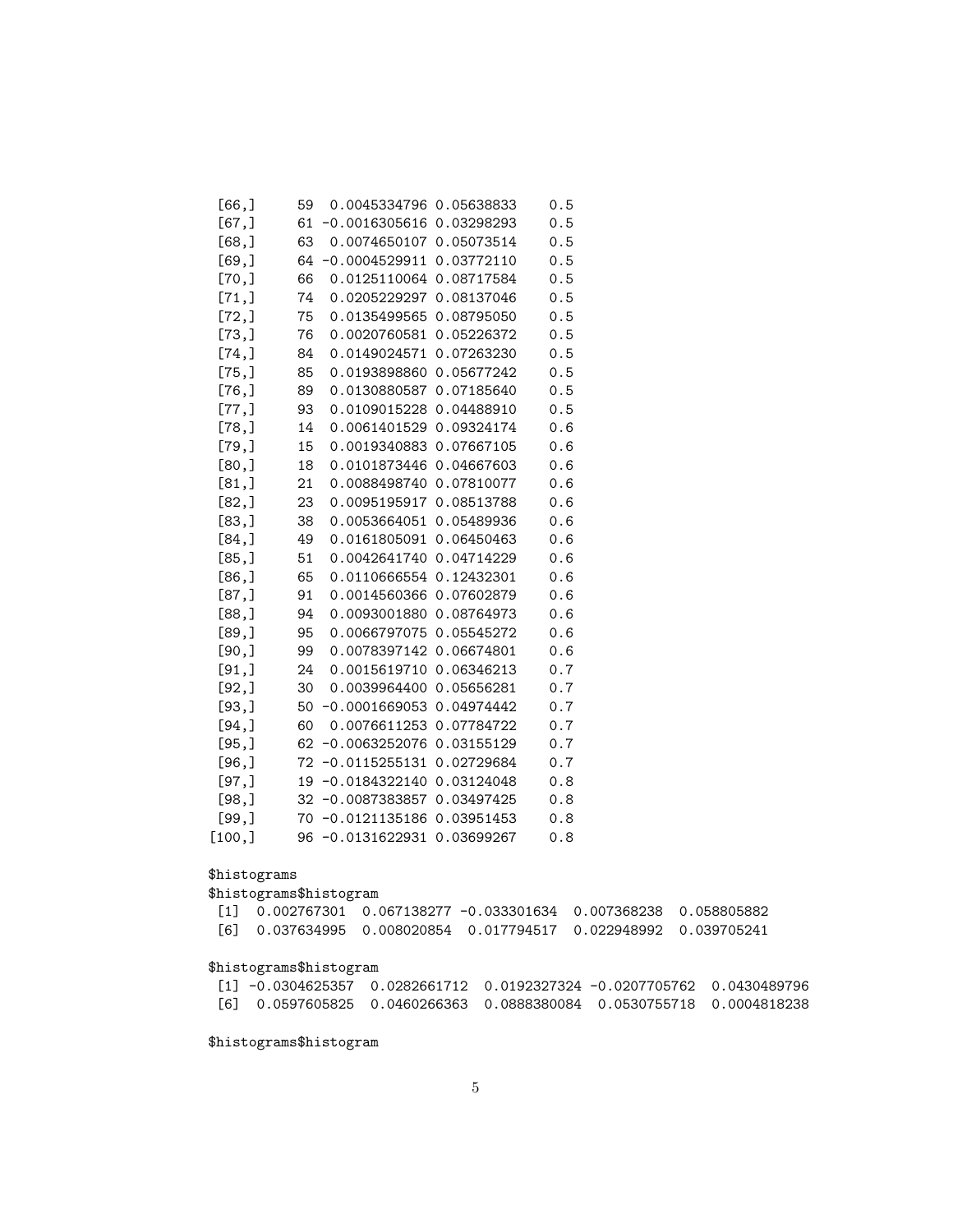```
 [66,]     59  0.0045334796 0.05638833    0.5
 [67,]     61 -0.0016305616 0.03298293    0.5
 [68,]     63  0.0074650107 0.05073514    0.5
 [69,]     64 -0.0004529911 0.03772110    0.5
 [70,]     66  0.0125110064 0.08717584    0.5
 [71,]     74  0.0205229297 0.08137046    0.5
 [72,]     75  0.0135499565 0.08795050    0.5
 [73,]     76  0.0020760581 0.05226372    0.5
 [74,]     84  0.0149024571 0.07263230    0.5
 [75,]     85  0.0193898860 0.05677242    0.5
 [76,]     89  0.0130880587 0.07185640    0.5
 [77,]     93  0.0109015228 0.04488910    0.5
 [78,]     14  0.0061401529 0.09324174    0.6
 [79,]     15  0.0019340883 0.07667105    0.6
 [80,]     18  0.0101873446 0.04667603    0.6
 [81,]     21  0.0088498740 0.07810077    0.6
 [82,]     23  0.0095195917 0.08513788    0.6
 [83,]     38  0.0053664051 0.05489936    0.6
 [84,]     49  0.0161805091 0.06450463    0.6
 [85,]     51  0.0042641740 0.04714229    0.6
 [86,]     65  0.0110666554 0.12432301    0.6
 [87,]     91  0.0014560366 0.07602879    0.6
 [88,]     94  0.0093001880 0.08764973    0.6
 [89,]     95  0.0066797075 0.05545272    0.6
 [90,]     99  0.0078397142 0.06674801    0.6
 [91,]     24  0.0015619710 0.06346213    0.7
 [92,]     30  0.0039964400 0.05656281    0.7
 [93,]     50 -0.0001669053 0.04974442    0.7
 [94,]     60  0.0076611253 0.07784722    0.7
 [95,]     62 -0.0063252076 0.03155129    0.7
 [96,]     72 -0.0115255131 0.02729684    0.7
 [97,]     19 -0.0184322140 0.03124048    0.8
 [98,]     32 -0.0087383857 0.03497425    0.8
 [99,]     70 -0.0121135186 0.03951453    0.8
[100,]     96 -0.0131622931 0.03699267    0.8

$histograms
$histograms$histogram
 [1]  0.002767301  0.067138277 -0.033301634  0.007368238  0.058805882
 [6]  0.037634995  0.008020854  0.017794517  0.022948992  0.039705241

$histograms$histogram
 [1] -0.0304625357  0.0282661712  0.0192327324 -0.0207705762  0.0430489796
 [6]  0.0597605825  0.0460266363  0.0888380084  0.0530755718  0.0004818238

$histograms$histogram
```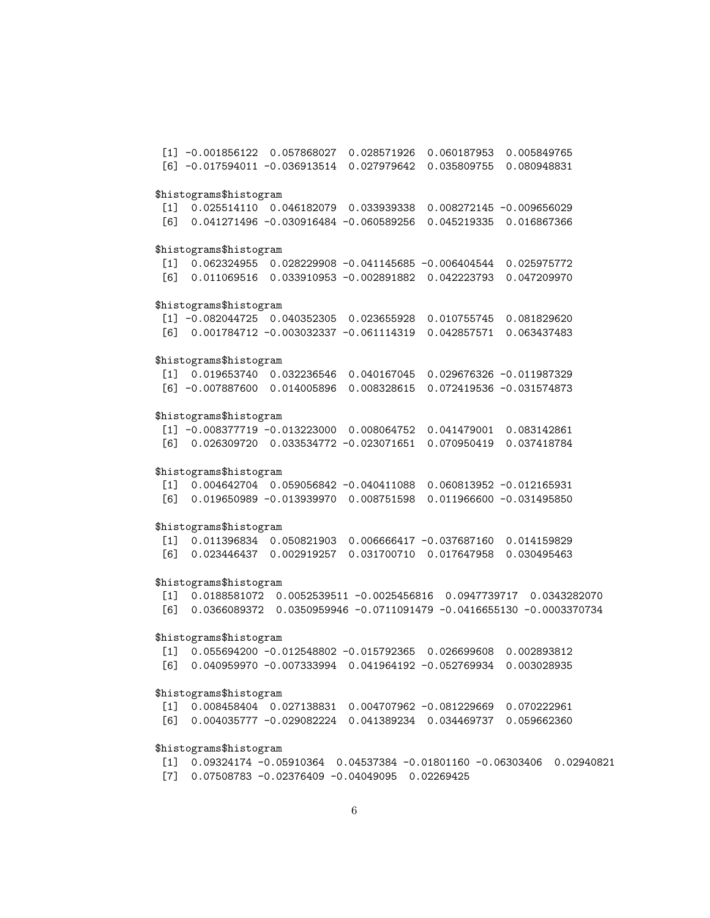```
 [1] -0.001856122  0.057868027  0.028571926  0.060187953  0.005849765
 [6] -0.017594011 -0.036913514  0.027979642  0.035809755  0.080948831

$histograms$histogram
 [1]  0.025514110  0.046182079  0.033939338  0.008272145 -0.009656029
 [6]  0.041271496 -0.030916484 -0.060589256  0.045219335  0.016867366

$histograms$histogram
 [1]  0.062324955  0.028229908 -0.041145685 -0.006404544  0.025975772
 [6]  0.011069516  0.033910953 -0.002891882  0.042223793  0.047209970

$histograms$histogram
 [1] -0.082044725  0.040352305  0.023655928  0.010755745  0.081829620
 [6]  0.001784712 -0.003032337 -0.061114319  0.042857571  0.063437483

$histograms$histogram
 [1]  0.019653740  0.032236546  0.040167045  0.029676326 -0.011987329
 [6] -0.007887600  0.014005896  0.008328615  0.072419536 -0.031574873

$histograms$histogram
 [1] -0.008377719 -0.013223000  0.008064752  0.041479001  0.083142861
 [6]  0.026309720  0.033534772 -0.023071651  0.070950419  0.037418784

$histograms$histogram
 [1]  0.004642704  0.059056842 -0.040411088  0.060813952 -0.012165931
 [6]  0.019650989 -0.013939970  0.008751598  0.011966600 -0.031495850

$histograms$histogram
 [1]  0.011396834  0.050821903  0.006666417 -0.037687160  0.014159829
 [6]  0.023446437  0.002919257  0.031700710  0.017647958  0.030495463

$histograms$histogram
 [1]  0.0188581072  0.0052539511 -0.0025456816  0.0947739717  0.0343282070
 [6]  0.0366089372  0.0350959946 -0.0711091479 -0.0416655130 -0.0003370734

$histograms$histogram
 [1]  0.055694200 -0.012548802 -0.015792365  0.026699608  0.002893812
 [6]  0.040959970 -0.007333994  0.041964192 -0.052769934  0.003028935

$histograms$histogram
 [1]  0.008458404  0.027138831  0.004707962 -0.081229669  0.070222961
 [6]  0.004035777 -0.029082224  0.041389234  0.034469737  0.059662360

$histograms$histogram
 [1]  0.09324174 -0.05910364  0.04537384 -0.01801160 -0.06303406  0.02940821
 [7]  0.07508783 -0.02376409 -0.04049095  0.02269425
```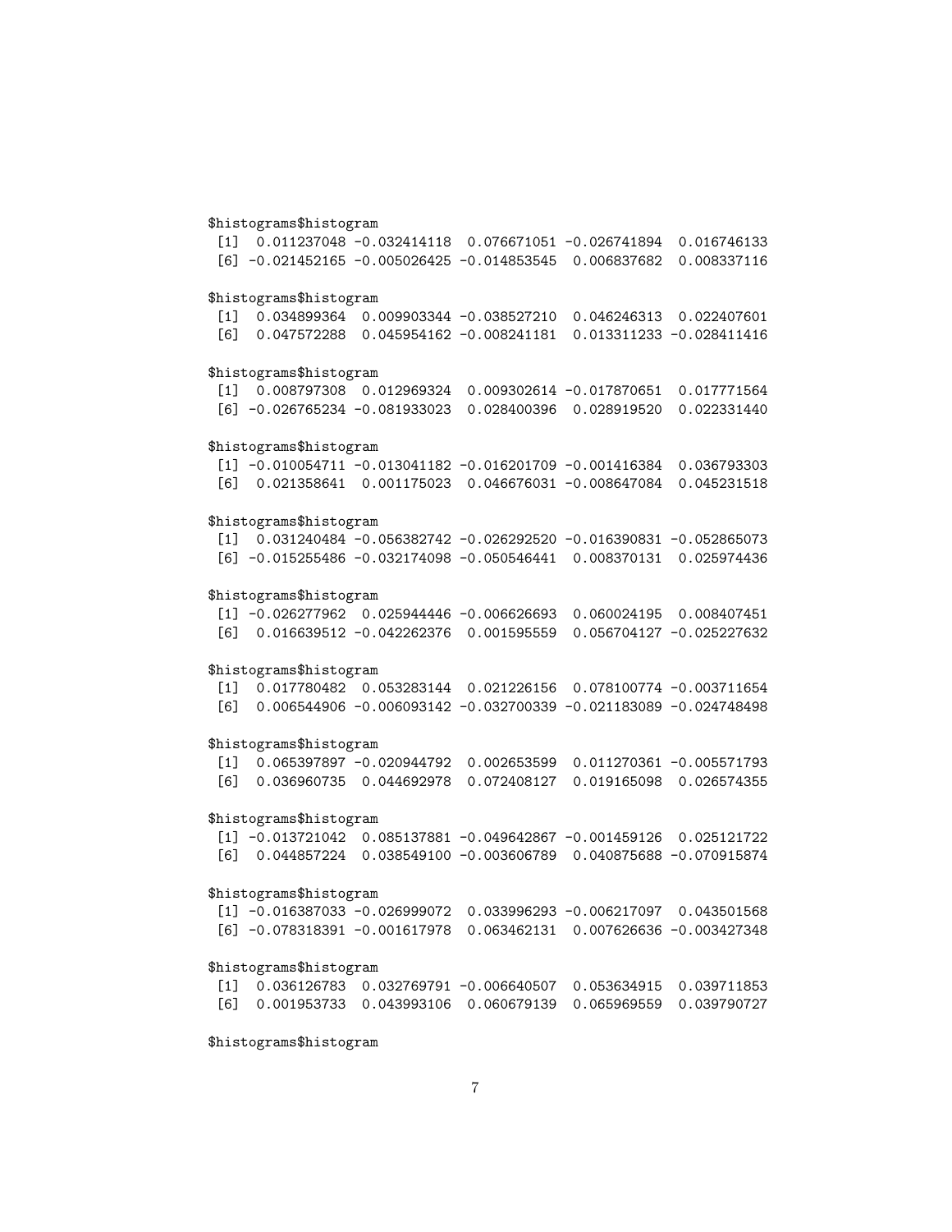```
$histograms$histogram
 [1]  0.011237048 -0.032414118  0.076671051 -0.026741894  0.016746133
 [6] -0.021452165 -0.005026425 -0.014853545  0.006837682  0.008337116

$histograms$histogram
 [1]  0.034899364  0.009903344 -0.038527210  0.046246313  0.022407601
 [6]  0.047572288  0.045954162 -0.008241181  0.013311233 -0.028411416

$histograms$histogram
 [1]  0.008797308  0.012969324  0.009302614 -0.017870651  0.017771564
 [6] -0.026765234 -0.081933023  0.028400396  0.028919520  0.022331440

$histograms$histogram
 [1] -0.010054711 -0.013041182 -0.016201709 -0.001416384  0.036793303
 [6]  0.021358641  0.001175023  0.046676031 -0.008647084  0.045231518

$histograms$histogram
 [1]  0.031240484 -0.056382742 -0.026292520 -0.016390831 -0.052865073
 [6] -0.015255486 -0.032174098 -0.050546441  0.008370131  0.025974436

$histograms$histogram
 [1] -0.026277962  0.025944446 -0.006626693  0.060024195  0.008407451
 [6]  0.016639512 -0.042262376  0.001595559  0.056704127 -0.025227632

$histograms$histogram
 [1]  0.017780482  0.053283144  0.021226156  0.078100774 -0.003711654
 [6]  0.006544906 -0.006093142 -0.032700339 -0.021183089 -0.024748498

$histograms$histogram
 [1]  0.065397897 -0.020944792  0.002653599  0.011270361 -0.005571793
 [6]  0.036960735  0.044692978  0.072408127  0.019165098  0.026574355

$histograms$histogram
 [1] -0.013721042  0.085137881 -0.049642867 -0.001459126  0.025121722
 [6]  0.044857224  0.038549100 -0.003606789  0.040875688 -0.070915874

$histograms$histogram
 [1] -0.016387033 -0.026999072  0.033996293 -0.006217097  0.043501568
 [6] -0.078318391 -0.001617978  0.063462131  0.007626636 -0.003427348

$histograms$histogram
 [1]  0.036126783  0.032769791 -0.006640507  0.053634915  0.039711853
 [6]  0.001953733  0.043993106  0.060679139  0.065969559  0.039790727

$histograms$histogram
```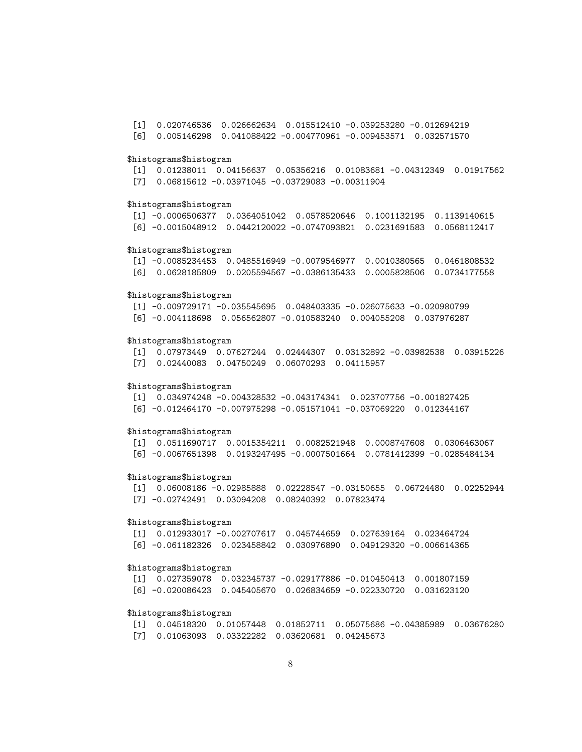```
 [1]  0.020746536  0.026662634  0.015512410 -0.039253280 -0.012694219
 [6]  0.005146298  0.041088422 -0.004770961 -0.009453571  0.032571570

$histograms$histogram
 [1]  0.01238011  0.04156637  0.05356216  0.01083681 -0.04312349  0.01917562
 [7]  0.06815612 -0.03971045 -0.03729083 -0.00311904

$histograms$histogram
 [1] -0.0006506377  0.0364051042  0.0578520646  0.1001132195  0.1139140615
 [6] -0.0015048912  0.0442120022 -0.0747093821  0.0231691583  0.0568112417

$histograms$histogram
 [1] -0.0085234453  0.0485516949 -0.0079546977  0.0010380565  0.0461808532
 [6]  0.0628185809  0.0205594567 -0.0386135433  0.0005828506  0.0734177558

$histograms$histogram
 [1] -0.009729171 -0.035545695  0.048403335 -0.026075633 -0.020980799
 [6] -0.004118698  0.056562807 -0.010583240  0.004055208  0.037976287

$histograms$histogram
 [1]  0.07973449  0.07627244  0.02444307  0.03132892 -0.03982538  0.03915226
 [7]  0.02440083  0.04750249  0.06070293  0.04115957

$histograms$histogram
 [1]  0.034974248 -0.004328532 -0.043174341  0.023707756 -0.001827425
 [6] -0.012464170 -0.007975298 -0.051571041 -0.037069220  0.012344167

$histograms$histogram
 [1]  0.0511690717  0.0015354211  0.0082521948  0.0008747608  0.0306463067
 [6] -0.0067651398  0.0193247495 -0.0007501664  0.0781412399 -0.0285484134

$histograms$histogram
 [1]  0.06008186 -0.02985888  0.02228547 -0.03150655  0.06724480  0.02252944
 [7] -0.02742491  0.03094208  0.08240392  0.07823474

$histograms$histogram
 [1]  0.012933017 -0.002707617  0.045744659  0.027639164  0.023464724
 [6] -0.061182326  0.023458842  0.030976890  0.049129320 -0.006614365

$histograms$histogram
 [1]  0.027359078  0.032345737 -0.029177886 -0.010450413  0.001807159
 [6] -0.020086423  0.045405670  0.026834659 -0.022330720  0.031623120

$histograms$histogram
 [1]  0.04518320  0.01057448  0.01852711  0.05075686 -0.04385989  0.03676280
 [7]  0.01063093  0.03322282  0.03620681  0.04245673
```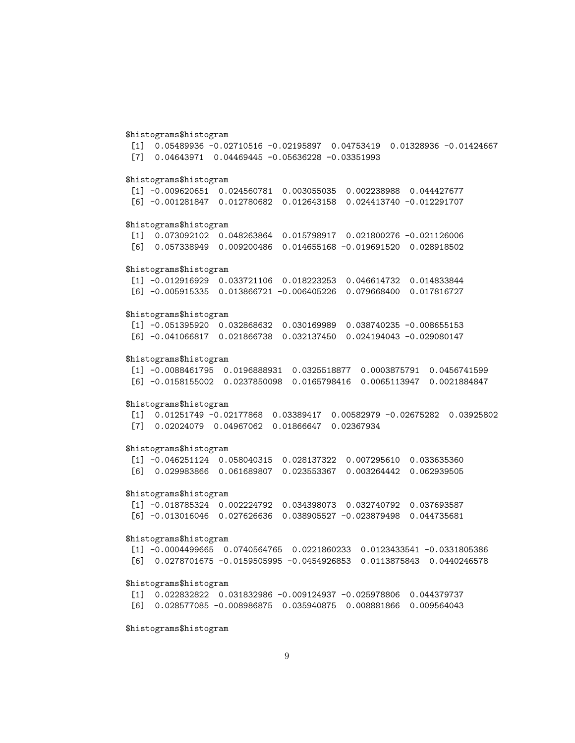```
$histograms$histogram
 [1]  0.05489936 -0.02710516 -0.02195897  0.04753419  0.01328936 -0.01424667
 [7]  0.04643971  0.04469445 -0.05636228 -0.03351993

$histograms$histogram
 [1] -0.009620651  0.024560781  0.003055035  0.002238988  0.044427677
 [6] -0.001281847  0.012780682  0.012643158  0.024413740 -0.012291707

$histograms$histogram
 [1]  0.073092102  0.048263864  0.015798917  0.021800276 -0.021126006
 [6]  0.057338949  0.009200486  0.014655168 -0.019691520  0.028918502

$histograms$histogram
 [1] -0.012916929  0.033721106  0.018223253  0.046614732  0.014833844
 [6] -0.005915335  0.013866721 -0.006405226  0.079668400  0.017816727

$histograms$histogram
 [1] -0.051395920  0.032868632  0.030169989  0.038740235 -0.008655153
 [6] -0.041066817  0.021866738  0.032137450  0.024194043 -0.029080147

$histograms$histogram
 [1] -0.0088461795  0.0196888931  0.0325518877  0.0003875791  0.0456741599
 [6] -0.0158155002  0.0237850098  0.0165798416  0.0065113947  0.0021884847

$histograms$histogram
 [1]  0.01251749 -0.02177868  0.03389417  0.00582979 -0.02675282  0.03925802
 [7]  0.02024079  0.04967062  0.01866647  0.02367934

$histograms$histogram
 [1] -0.046251124  0.058040315  0.028137322  0.007295610  0.033635360
 [6]  0.029983866  0.061689807  0.023553367  0.003264442  0.062939505

$histograms$histogram
 [1] -0.018785324  0.002224792  0.034398073  0.032740792  0.037693587
 [6] -0.013016046  0.027626636  0.038905527 -0.023879498  0.044735681

$histograms$histogram
 [1] -0.0004499665  0.0740564765  0.0221860233  0.0123433541 -0.0331805386
 [6]  0.0278701675 -0.0159505995 -0.0454926853  0.0113875843  0.0440246578

$histograms$histogram
 [1]  0.022832822  0.031832986 -0.009124937 -0.025978806  0.044379737
 [6]  0.028577085 -0.008986875  0.035940875  0.008881866  0.009564043

$histograms$histogram
```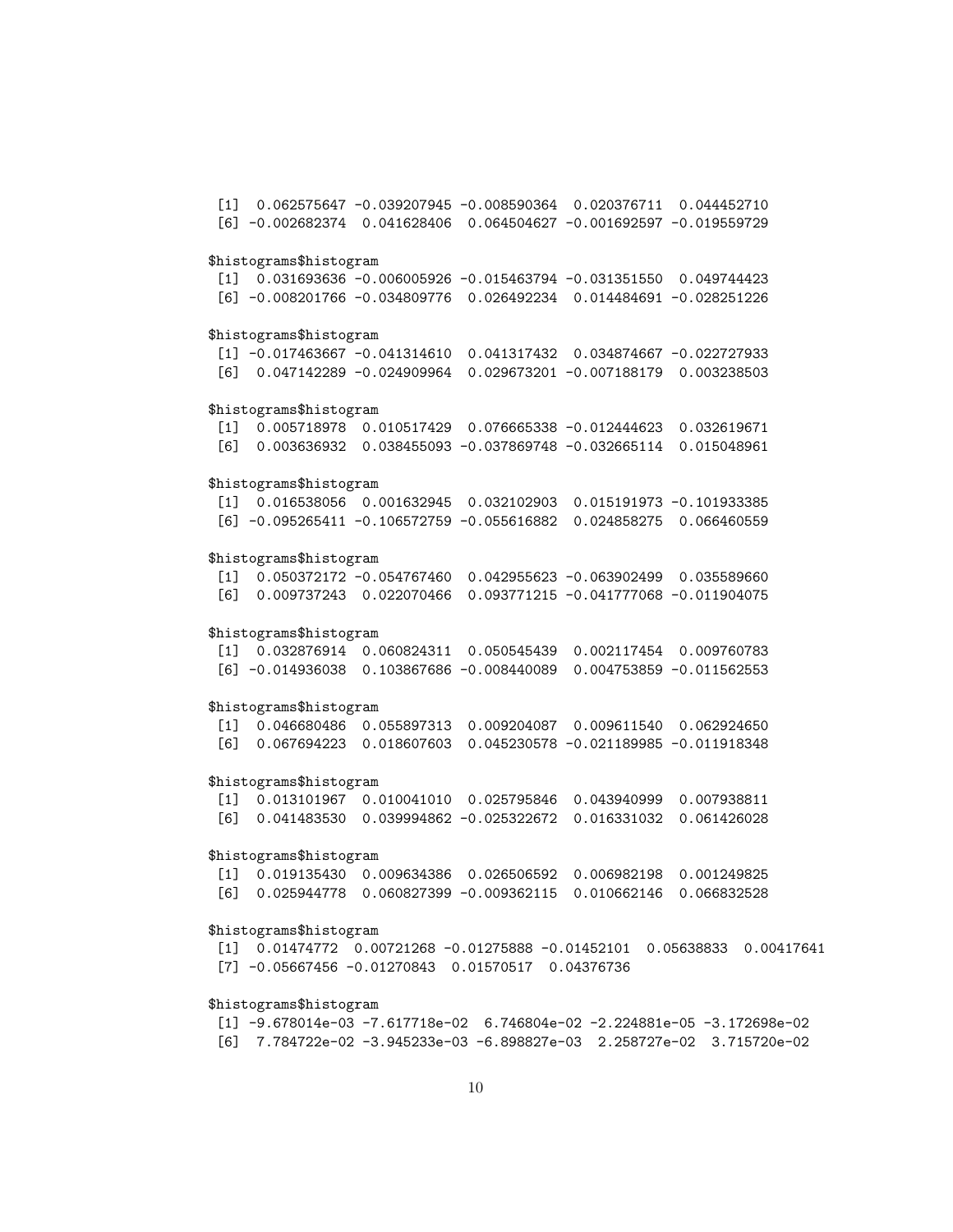```
 [1]  0.062575647 -0.039207945 -0.008590364  0.020376711  0.044452710
 [6] -0.002682374  0.041628406  0.064504627 -0.001692597 -0.019559729

$histograms$histogram
 [1]  0.031693636 -0.006005926 -0.015463794 -0.031351550  0.049744423
 [6] -0.008201766 -0.034809776  0.026492234  0.014484691 -0.028251226

$histograms$histogram
 [1] -0.017463667 -0.041314610  0.041317432  0.034874667 -0.022727933
 [6]  0.047142289 -0.024909964  0.029673201 -0.007188179  0.003238503

$histograms$histogram
 [1]  0.005718978  0.010517429  0.076665338 -0.012444623  0.032619671
 [6]  0.003636932  0.038455093 -0.037869748 -0.032665114  0.015048961

$histograms$histogram
 [1]  0.016538056  0.001632945  0.032102903  0.015191973 -0.101933385
 [6] -0.095265411 -0.106572759 -0.055616882  0.024858275  0.066460559

$histograms$histogram
 [1]  0.050372172 -0.054767460  0.042955623 -0.063902499  0.035589660
 [6]  0.009737243  0.022070466  0.093771215 -0.041777068 -0.011904075

$histograms$histogram
 [1]  0.032876914  0.060824311  0.050545439  0.002117454  0.009760783
 [6] -0.014936038  0.103867686 -0.008440089  0.004753859 -0.011562553

$histograms$histogram
 [1]  0.046680486  0.055897313  0.009204087  0.009611540  0.062924650
 [6]  0.067694223  0.018607603  0.045230578 -0.021189985 -0.011918348

$histograms$histogram
 [1]  0.013101967  0.010041010  0.025795846  0.043940999  0.007938811
 [6]  0.041483530  0.039994862 -0.025322672  0.016331032  0.061426028

$histograms$histogram
 [1]  0.019135430  0.009634386  0.026506592  0.006982198  0.001249825
 [6]  0.025944778  0.060827399 -0.009362115  0.010662146  0.066832528

$histograms$histogram
 [1]  0.01474772  0.00721268 -0.01275888 -0.01452101  0.05638833  0.00417641
 [7] -0.05667456 -0.01270843  0.01570517  0.04376736

$histograms$histogram
 [1] -9.678014e-03 -7.617718e-02  6.746804e-02 -2.224881e-05 -3.172698e-02
 [6]  7.784722e-02 -3.945233e-03 -6.898827e-03  2.258727e-02  3.715720e-02
```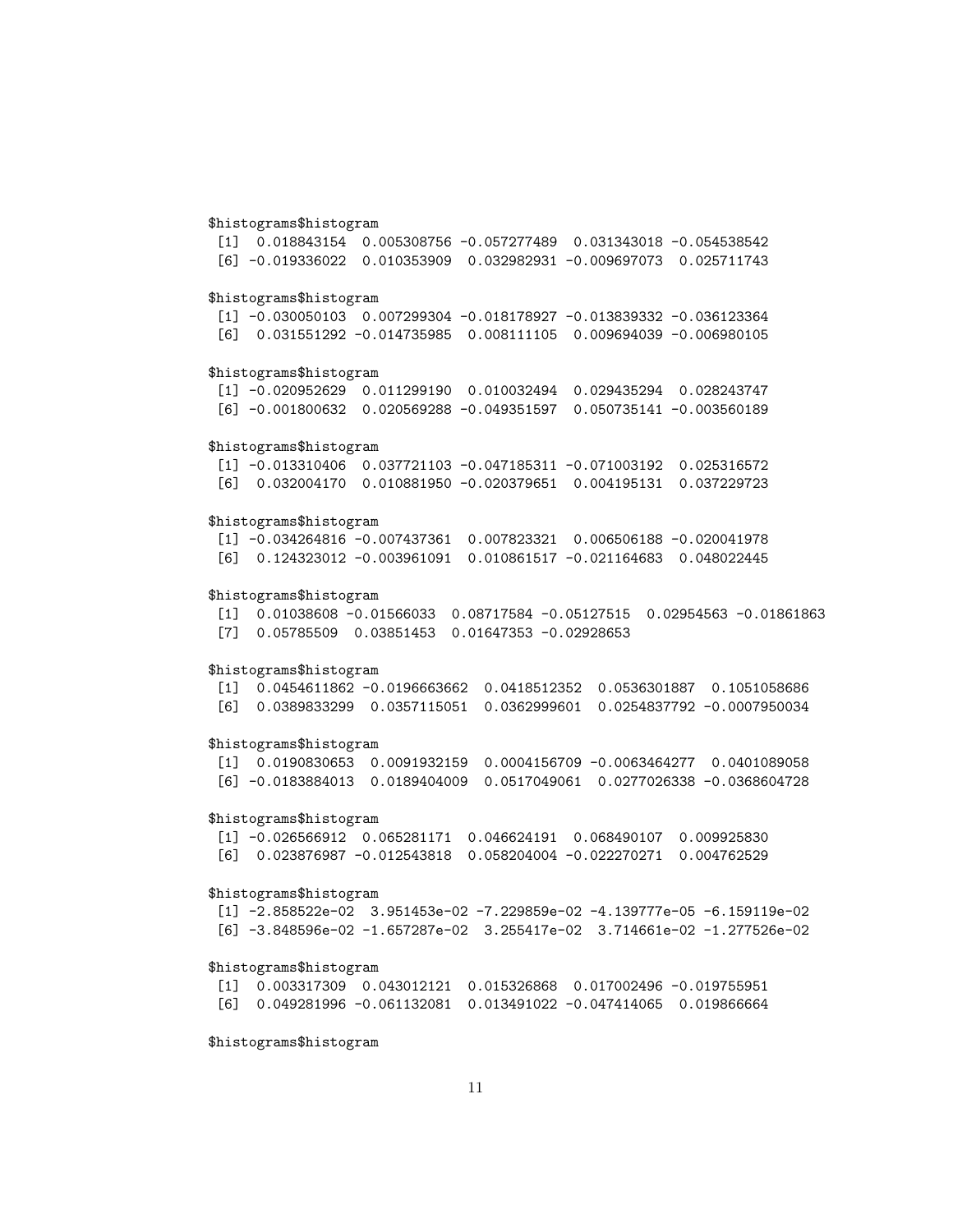```
$histograms$histogram
 [1]  0.018843154  0.005308756 -0.057277489  0.031343018 -0.054538542
 [6] -0.019336022  0.010353909  0.032982931 -0.009697073  0.025711743

$histograms$histogram
 [1] -0.030050103  0.007299304 -0.018178927 -0.013839332 -0.036123364
 [6]  0.031551292 -0.014735985  0.008111105  0.009694039 -0.006980105

$histograms$histogram
 [1] -0.020952629  0.011299190  0.010032494  0.029435294  0.028243747
 [6] -0.001800632  0.020569288 -0.049351597  0.050735141 -0.003560189

$histograms$histogram
 [1] -0.013310406  0.037721103 -0.047185311 -0.071003192  0.025316572
 [6]  0.032004170  0.010881950 -0.020379651  0.004195131  0.037229723

$histograms$histogram
 [1] -0.034264816 -0.007437361  0.007823321  0.006506188 -0.020041978
 [6]  0.124323012 -0.003961091  0.010861517 -0.021164683  0.048022445

$histograms$histogram
 [1]  0.01038608 -0.01566033  0.08717584 -0.05127515  0.02954563 -0.01861863
 [7]  0.05785509  0.03851453  0.01647353 -0.02928653

$histograms$histogram
 [1]  0.0454611862 -0.0196663662  0.0418512352  0.0536301887  0.1051058686
 [6]  0.0389833299  0.0357115051  0.0362999601  0.0254837792 -0.0007950034

$histograms$histogram
 [1]  0.0190830653  0.0091932159  0.0004156709 -0.0063464277  0.0401089058
 [6] -0.0183884013  0.0189404009  0.0517049061  0.0277026338 -0.0368604728

$histograms$histogram
 [1] -0.026566912  0.065281171  0.046624191  0.068490107  0.009925830
 [6]  0.023876987 -0.012543818  0.058204004 -0.022270271  0.004762529

$histograms$histogram
 [1] -2.858522e-02  3.951453e-02 -7.229859e-02 -4.139777e-05 -6.159119e-02
 [6] -3.848596e-02 -1.657287e-02  3.255417e-02  3.714661e-02 -1.277526e-02

$histograms$histogram
 [1]  0.003317309  0.043012121  0.015326868  0.017002496 -0.019755951
 [6]  0.049281996 -0.061132081  0.013491022 -0.047414065  0.019866664

$histograms$histogram
```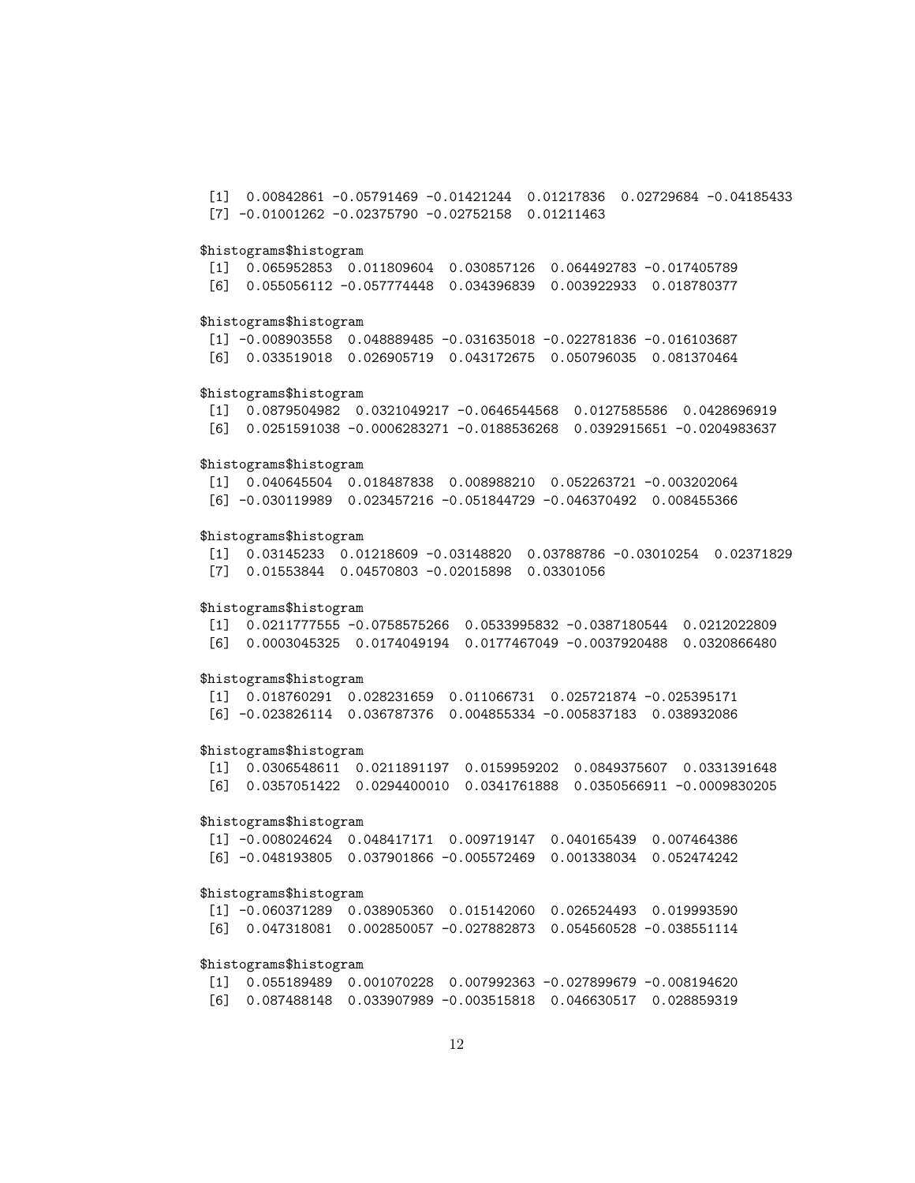```
 [1]  0.00842861 -0.05791469 -0.01421244  0.01217836  0.02729684 -0.04185433
 [7] -0.01001262 -0.02375790 -0.02752158  0.01211463

$histograms$histogram
 [1]  0.065952853  0.011809604  0.030857126  0.064492783 -0.017405789
 [6]  0.055056112 -0.057774448  0.034396839  0.003922933  0.018780377

$histograms$histogram
 [1] -0.008903558  0.048889485 -0.031635018 -0.022781836 -0.016103687
 [6]  0.033519018  0.026905719  0.043172675  0.050796035  0.081370464

$histograms$histogram
 [1]  0.0879504982  0.0321049217 -0.0646544568  0.0127585586  0.0428696919
 [6]  0.0251591038 -0.0006283271 -0.0188536268  0.0392915651 -0.0204983637

$histograms$histogram
 [1]  0.040645504  0.018487838  0.008988210  0.052263721 -0.003202064
 [6] -0.030119989  0.023457216 -0.051844729 -0.046370492  0.008455366

$histograms$histogram
 [1]  0.03145233  0.01218609 -0.03148820  0.03788786 -0.03010254  0.02371829
 [7]  0.01553844  0.04570803 -0.02015898  0.03301056

$histograms$histogram
 [1]  0.0211777555 -0.0758575266  0.0533995832 -0.0387180544  0.0212022809
 [6]  0.0003045325  0.0174049194  0.0177467049 -0.0037920488  0.0320866480

$histograms$histogram
 [1]  0.018760291  0.028231659  0.011066731  0.025721874 -0.025395171
 [6] -0.023826114  0.036787376  0.004855334 -0.005837183  0.038932086

$histograms$histogram
 [1]  0.0306548611  0.0211891197  0.0159959202  0.0849375607  0.0331391648
 [6]  0.0357051422  0.0294400010  0.0341761888  0.0350566911 -0.0009830205

$histograms$histogram
 [1] -0.008024624  0.048417171  0.009719147  0.040165439  0.007464386
 [6] -0.048193805  0.037901866 -0.005572469  0.001338034  0.052474242

$histograms$histogram
 [1] -0.060371289  0.038905360  0.015142060  0.026524493  0.019993590
 [6]  0.047318081  0.002850057 -0.027882873  0.054560528 -0.038551114

$histograms$histogram
 [1]  0.055189489  0.001070228  0.007992363 -0.027899679 -0.008194620
 [6]  0.087488148  0.033907989 -0.003515818  0.046630517  0.028859319
```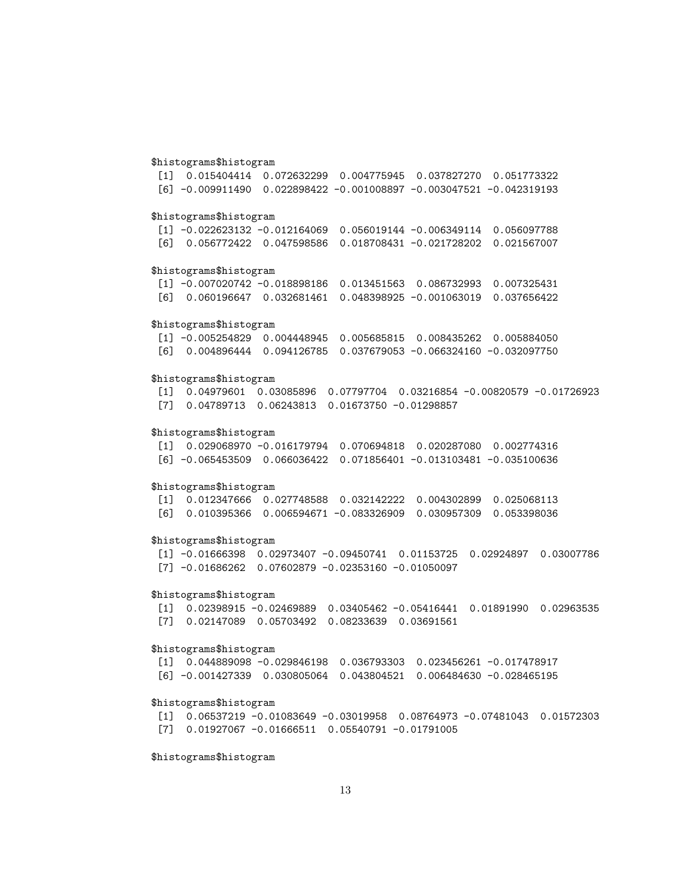```
$histograms$histogram
 [1]  0.015404414  0.072632299  0.004775945  0.037827270  0.051773322
 [6] -0.009911490  0.022898422 -0.001008897 -0.003047521 -0.042319193

$histograms$histogram
 [1] -0.022623132 -0.012164069  0.056019144 -0.006349114  0.056097788
 [6]  0.056772422  0.047598586  0.018708431 -0.021728202  0.021567007

$histograms$histogram
 [1] -0.007020742 -0.018898186  0.013451563  0.086732993  0.007325431
 [6]  0.060196647  0.032681461  0.048398925 -0.001063019  0.037656422

$histograms$histogram
 [1] -0.005254829  0.004448945  0.005685815  0.008435262  0.005884050
 [6]  0.004896444  0.094126785  0.037679053 -0.066324160 -0.032097750

$histograms$histogram
 [1]  0.04979601  0.03085896  0.07797704  0.03216854 -0.00820579 -0.01726923
 [7]  0.04789713  0.06243813  0.01673750 -0.01298857

$histograms$histogram
 [1]  0.029068970 -0.016179794  0.070694818  0.020287080  0.002774316
 [6] -0.065453509  0.066036422  0.071856401 -0.013103481 -0.035100636

$histograms$histogram
 [1]  0.012347666  0.027748588  0.032142222  0.004302899  0.025068113
 [6]  0.010395366  0.006594671 -0.083326909  0.030957309  0.053398036

$histograms$histogram
 [1] -0.01666398  0.02973407 -0.09450741  0.01153725  0.02924897  0.03007786
 [7] -0.01686262  0.07602879 -0.02353160 -0.01050097

$histograms$histogram
 [1]  0.02398915 -0.02469889  0.03405462 -0.05416441  0.01891990  0.02963535
 [7]  0.02147089  0.05703492  0.08233639  0.03691561

$histograms$histogram
 [1]  0.044889098 -0.029846198  0.036793303  0.023456261 -0.017478917
 [6] -0.001427339  0.030805064  0.043804521  0.006484630 -0.028465195

$histograms$histogram
 [1]  0.06537219 -0.01083649 -0.03019958  0.08764973 -0.07481043  0.01572303
 [7]  0.01927067 -0.01666511  0.05540791 -0.01791005

$histograms$histogram
```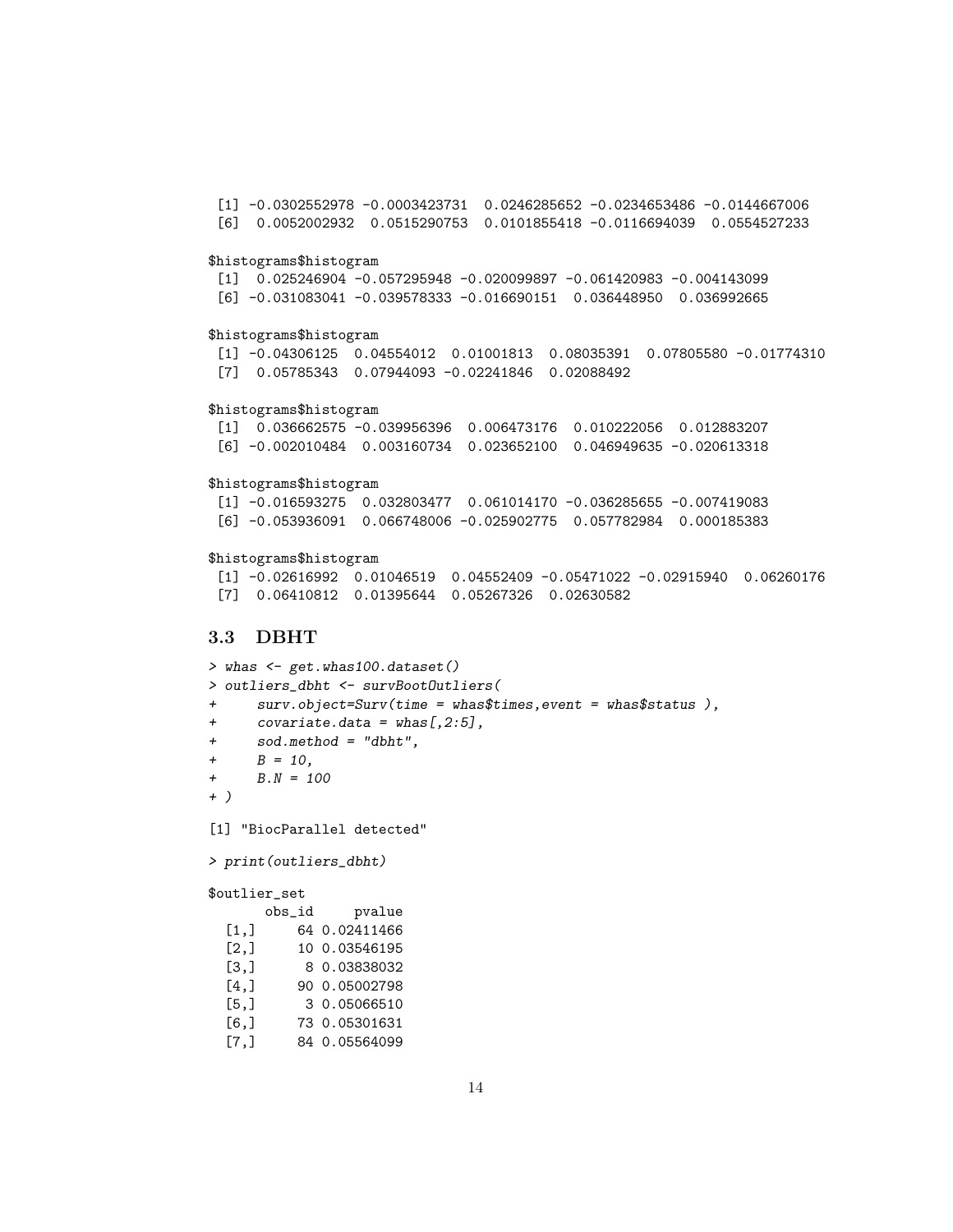```
 [1] -0.0302552978 -0.0003423731  0.0246285652 -0.0234653486 -0.0144667006
 [6]  0.0052002932  0.0515290753  0.0101855418 -0.0116694039  0.0554527233

$histograms$histogram
 [1]  0.025246904 -0.057295948 -0.020099897 -0.061420983 -0.004143099
 [6] -0.031083041 -0.039578333 -0.016690151  0.036448950  0.036992665

$histograms$histogram
 [1] -0.04306125  0.04554012  0.01001813  0.08035391  0.07805580 -0.01774310
 [7]  0.05785343  0.07944093 -0.02241846  0.02088492

$histograms$histogram
 [1]  0.036662575 -0.039956396  0.006473176  0.010222056  0.012883207
 [6] -0.002010484  0.003160734  0.023652100  0.046949635 -0.020613318

$histograms$histogram
 [1] -0.016593275  0.032803477  0.061014170 -0.036285655 -0.007419083
 [6] -0.053936091  0.066748006 -0.025902775  0.057782984  0.000185383

$histograms$histogram
 [1] -0.02616992  0.01046519  0.04552409 -0.05471022 -0.02915940  0.06260176
 [7]  0.06410812  0.01395644  0.05267326  0.02630582
```

### 3.3 DBHT

```
> whas <- get.whas100.dataset()
> outliers_dbht <- survBootOutliers(
+     surv.object=Surv(time = whas$times,event = whas$status ),
+     covariate.data = whas[,2:5],
+     sod.method = "dbht",
+     B = 10,
+     B.N = 100
+ )

[1] "BiocParallel detected"

> print(outliers_dbht)

$outlier_set
      obs_id     pvalue
 [1,]     64 0.02411466
 [2,]     10 0.03546195
 [3,]      8 0.03838032
 [4,]     90 0.05002798
 [5,]      3 0.05066510
 [6,]     73 0.05301631
 [7,]     84 0.05564099
```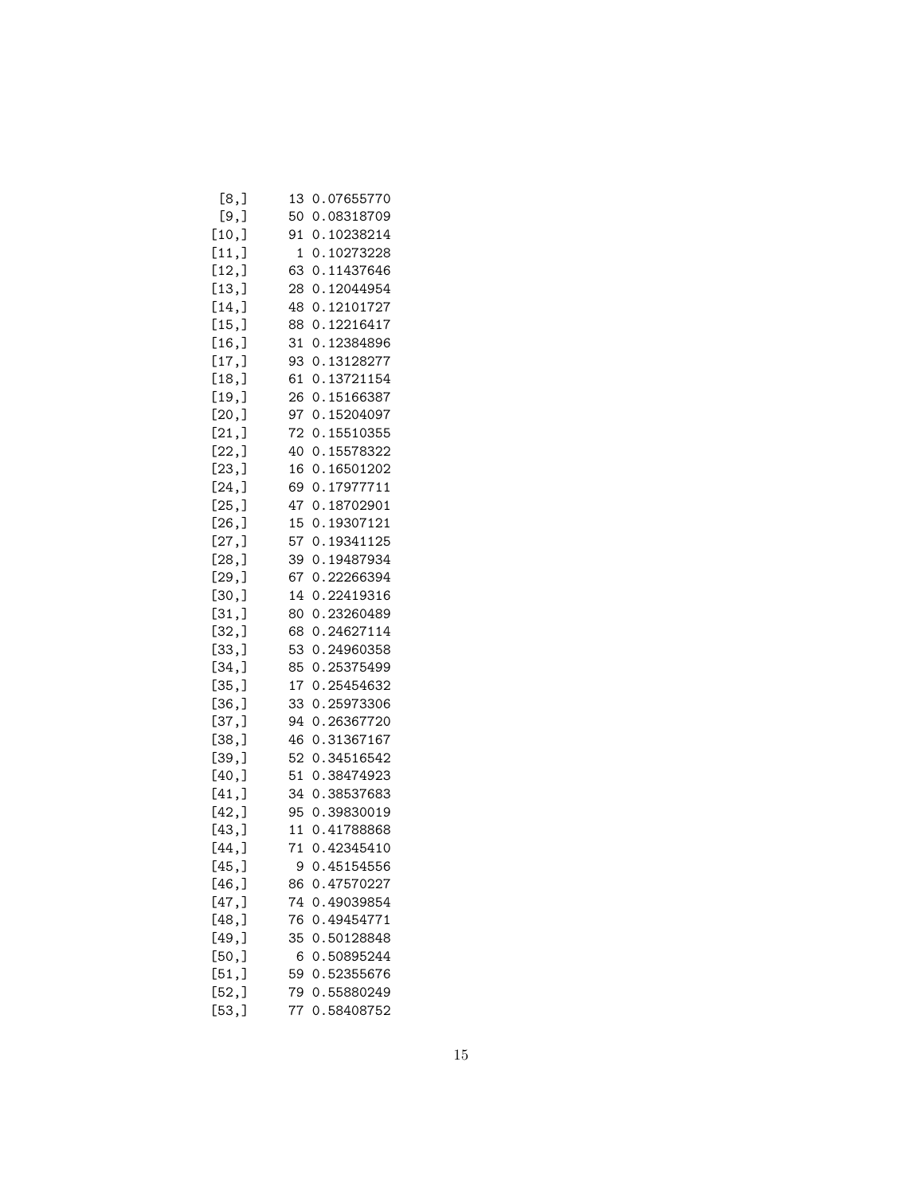```
 [8,]    13 0.07655770
 [9,]    50 0.08318709
[10,]    91 0.10238214
[11,]     1 0.10273228
[12,]    63 0.11437646
[13,]    28 0.12044954
[14,]    48 0.12101727
[15,]    88 0.12216417
[16,]    31 0.12384896
[17,]    93 0.13128277
[18,]    61 0.13721154
[19,]    26 0.15166387
[20,]    97 0.15204097
[21,]    72 0.15510355
[22,]    40 0.15578322
[23,]    16 0.16501202
[24,]    69 0.17977711
[25,]    47 0.18702901
[26,]    15 0.19307121
[27,]    57 0.19341125
[28,]    39 0.19487934
[29,]    67 0.22266394
[30,]    14 0.22419316
[31,]    80 0.23260489
[32,]    68 0.24627114
[33,]    53 0.24960358
[34,]    85 0.25375499
[35,]    17 0.25454632
[36,]    33 0.25973306
[37,]    94 0.26367720
[38,]    46 0.31367167
[39,]    52 0.34516542
[40,]    51 0.38474923
[41,]    34 0.38537683
[42,]    95 0.39830019
[43,]    11 0.41788868
[44,]    71 0.42345410
[45,]     9 0.45154556
[46,]    86 0.47570227
[47,]    74 0.49039854
[48,]    76 0.49454771
[49,]    35 0.50128848
[50,]     6 0.50895244
[51,]    59 0.52355676
[52,]    79 0.55880249
[53,]    77 0.58408752
```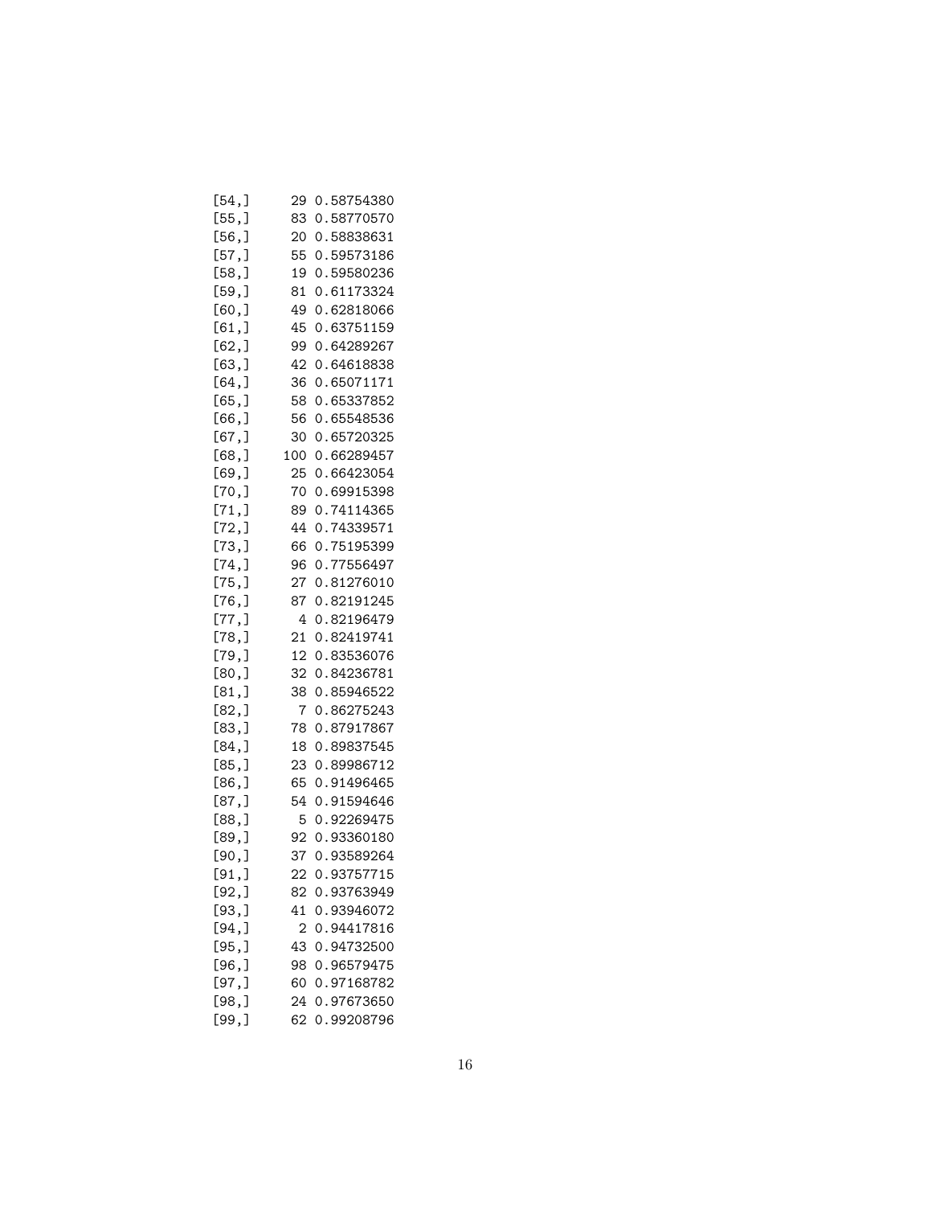```
[54,]   29 0.58754380
[55,]   83 0.58770570
[56,]   20 0.58838631
[57,]   55 0.59573186
[58,]   19 0.59580236
[59,]   81 0.61173324
[60,]   49 0.62818066
[61,]   45 0.63751159
[62,]   99 0.64289267
[63,]   42 0.64618838
[64,]   36 0.65071171
[65,]   58 0.65337852
[66,]   56 0.65548536
[67,]   30 0.65720325
[68,]  100 0.66289457
[69,]   25 0.66423054
[70,]   70 0.69915398
[71,]   89 0.74114365
[72,]   44 0.74339571
[73,]   66 0.75195399
[74,]   96 0.77556497
[75,]   27 0.81276010
[76,]   87 0.82191245
[77,]    4 0.82196479
[78,]   21 0.82419741
[79,]   12 0.83536076
[80,]   32 0.84236781
[81,]   38 0.85946522
[82,]    7 0.86275243
[83,]   78 0.87917867
[84,]   18 0.89837545
[85,]   23 0.89986712
[86,]   65 0.91496465
[87,]   54 0.91594646
[88,]    5 0.92269475
[89,]   92 0.93360180
[90,]   37 0.93589264
[91,]   22 0.93757715
[92,]   82 0.93763949
[93,]   41 0.93946072
[94,]    2 0.94417816
[95,]   43 0.94732500
[96,]   98 0.96579475
[97,]   60 0.97168782
[98,]   24 0.97673650
[99,]   62 0.99208796
```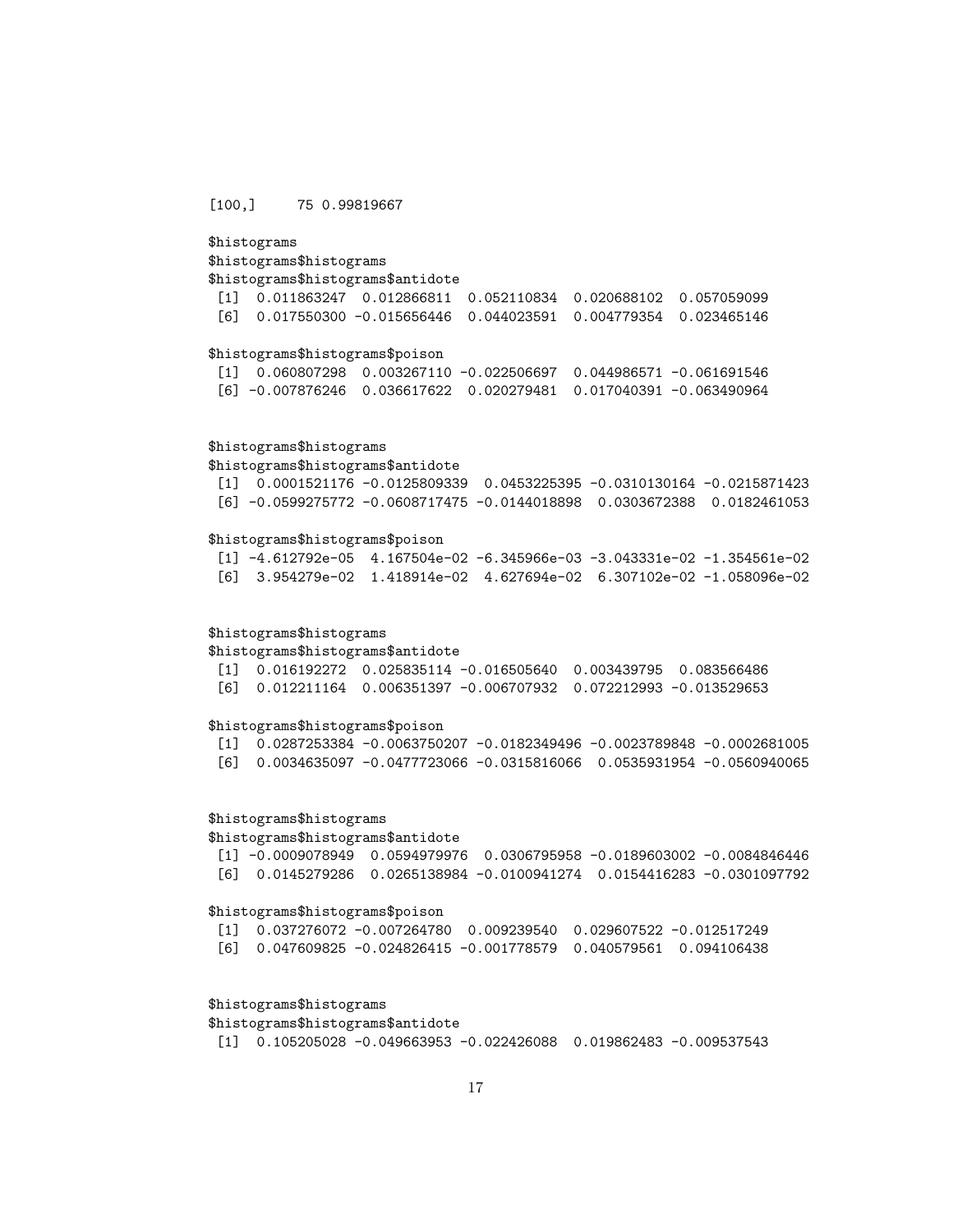```
[100,]     75 0.99819667

$histograms
$histograms$histograms
$histograms$histograms$antidote
 [1]  0.011863247  0.012866811  0.052110834  0.020688102  0.057059099
 [6]  0.017550300 -0.015656446  0.044023591  0.004779354  0.023465146

$histograms$histograms$poison
 [1]  0.060807298  0.003267110 -0.022506697  0.044986571 -0.061691546
 [6] -0.007876246  0.036617622  0.020279481  0.017040391 -0.063490964


$histograms$histograms
$histograms$histograms$antidote
 [1]  0.0001521176 -0.0125809339  0.0453225395 -0.0310130164 -0.0215871423
 [6] -0.0599275772 -0.0608717475 -0.0144018898  0.0303672388  0.0182461053

$histograms$histograms$poison
 [1] -4.612792e-05  4.167504e-02 -6.345966e-03 -3.043331e-02 -1.354561e-02
 [6]  3.954279e-02  1.418914e-02  4.627694e-02  6.307102e-02 -1.058096e-02


$histograms$histograms
$histograms$histograms$antidote
 [1]  0.016192272  0.025835114 -0.016505640  0.003439795  0.083566486
 [6]  0.012211164  0.006351397 -0.006707932  0.072212993 -0.013529653

$histograms$histograms$poison
 [1]  0.0287253384 -0.0063750207 -0.0182349496 -0.0023789848 -0.0002681005
 [6]  0.0034635097 -0.0477723066 -0.0315816066  0.0535931954 -0.0560940065


$histograms$histograms
$histograms$histograms$antidote
 [1] -0.0009078949  0.0594979976  0.0306795958 -0.0189603002 -0.0084846446
 [6]  0.0145279286  0.0265138984 -0.0100941274  0.0154416283 -0.0301097792

$histograms$histograms$poison
 [1]  0.037276072 -0.007264780  0.009239540  0.029607522 -0.012517249
 [6]  0.047609825 -0.024826415 -0.001778579  0.040579561  0.094106438


$histograms$histograms
$histograms$histograms$antidote
 [1]  0.105205028 -0.049663953 -0.022426088  0.019862483 -0.009537543
```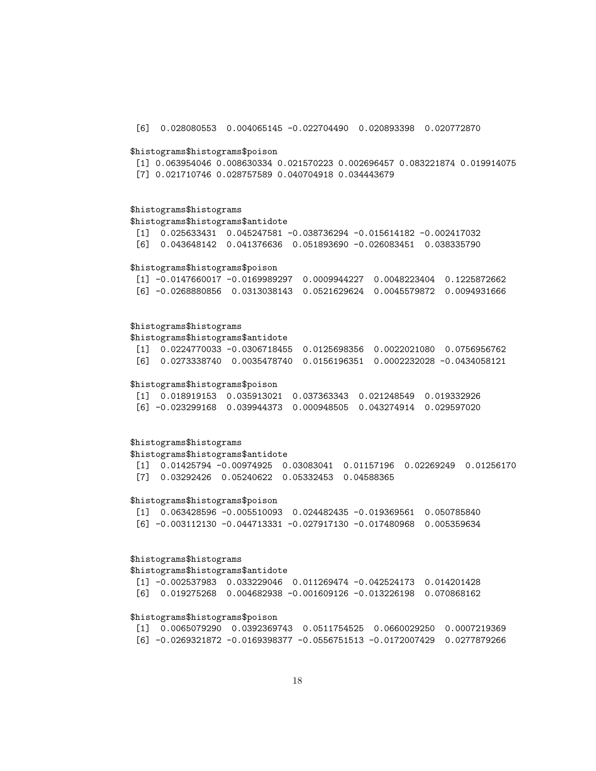```
 [6]  0.028080553  0.004065145 -0.022704490  0.020893398  0.020772870

$histograms$histograms$poison
 [1] 0.063954046 0.008630334 0.021570223 0.002696457 0.083221874 0.019914075
 [7] 0.021710746 0.028757589 0.040704918 0.034443679


$histograms$histograms
$histograms$histograms$antidote
 [1]  0.025633431  0.045247581 -0.038736294 -0.015614182 -0.002417032
 [6]  0.043648142  0.041376636  0.051893690 -0.026083451  0.038335790

$histograms$histograms$poison
 [1] -0.0147660017 -0.0169989297  0.0009944227  0.0048223404  0.1225872662
 [6] -0.0268880856  0.0313038143  0.0521629624  0.0045579872  0.0094931666


$histograms$histograms
$histograms$histograms$antidote
 [1]  0.0224770033 -0.0306718455  0.0125698356  0.0022021080  0.0756956762
 [6]  0.0273338740  0.0035478740  0.0156196351  0.0002232028 -0.0434058121

$histograms$histograms$poison
 [1]  0.018919153  0.035913021  0.037363343  0.021248549  0.019332926
 [6] -0.023299168  0.039944373  0.000948505  0.043274914  0.029597020


$histograms$histograms
$histograms$histograms$antidote
 [1]  0.01425794 -0.00974925  0.03083041  0.01157196  0.02269249  0.01256170
 [7]  0.03292426  0.05240622  0.05332453  0.04588365

$histograms$histograms$poison
 [1]  0.063428596 -0.005510093  0.024482435 -0.019369561  0.050785840
 [6] -0.003112130 -0.044713331 -0.027917130 -0.017480968  0.005359634


$histograms$histograms
$histograms$histograms$antidote
 [1] -0.002537983  0.033229046  0.011269474 -0.042524173  0.014201428
 [6]  0.019275268  0.004682938 -0.001609126 -0.013226198  0.070868162

$histograms$histograms$poison
 [1]  0.0065079290  0.0392369743  0.0511754525  0.0660029250  0.0007219369
 [6] -0.0269321872 -0.0169398377 -0.0556751513 -0.0172007429  0.0277879266
```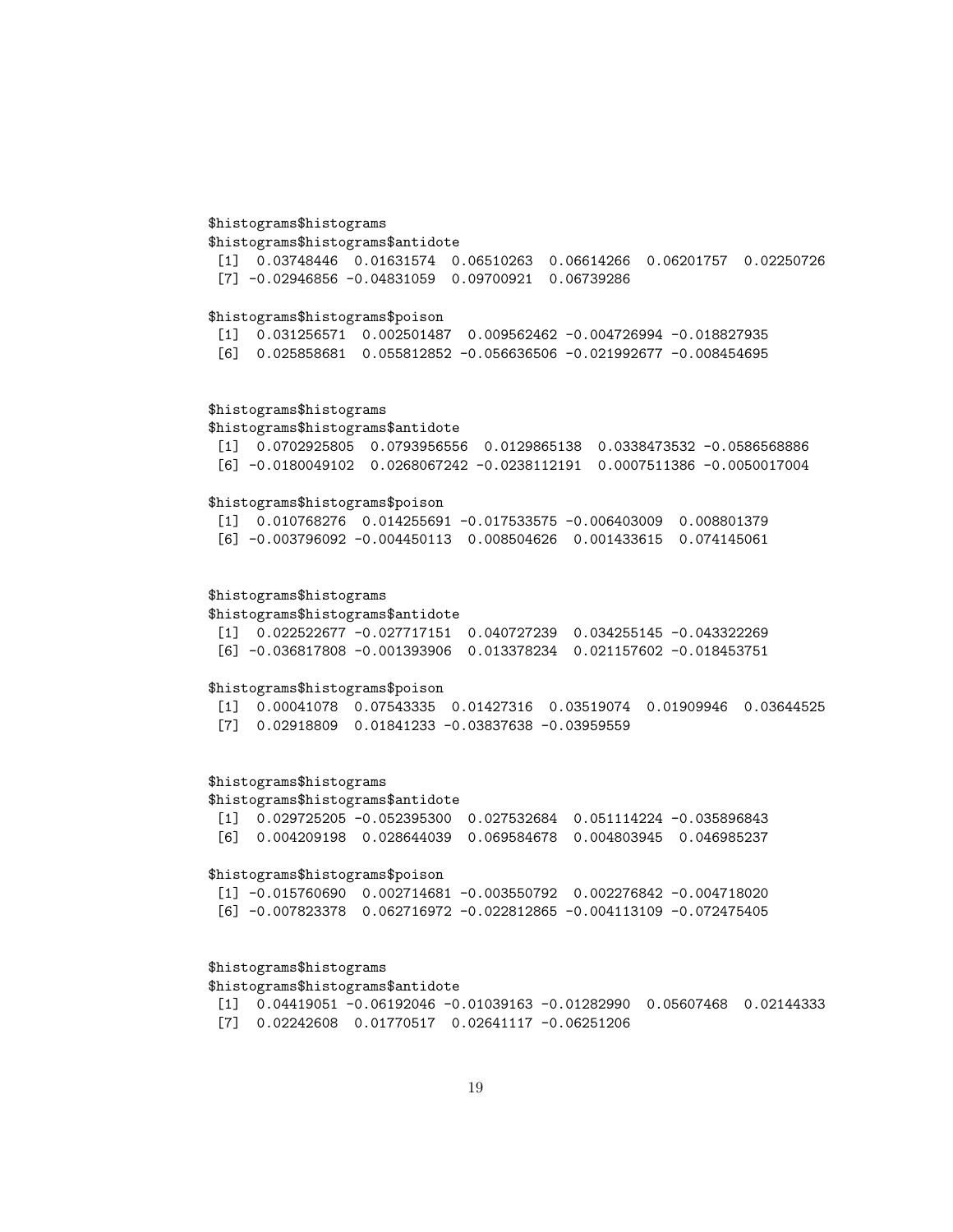```
$histograms$histograms
$histograms$histograms$antidote
 [1]  0.03748446  0.01631574  0.06510263  0.06614266  0.06201757  0.02250726
 [7] -0.02946856 -0.04831059  0.09700921  0.06739286

$histograms$histograms$poison
 [1]  0.031256571  0.002501487  0.009562462 -0.004726994 -0.018827935
 [6]  0.025858681  0.055812852 -0.056636506 -0.021992677 -0.008454695


$histograms$histograms
$histograms$histograms$antidote
 [1]  0.0702925805  0.0793956556  0.0129865138  0.0338473532 -0.0586568886
 [6] -0.0180049102  0.0268067242 -0.0238112191  0.0007511386 -0.0050017004

$histograms$histograms$poison
 [1]  0.010768276  0.014255691 -0.017533575 -0.006403009  0.008801379
 [6] -0.003796092 -0.004450113  0.008504626  0.001433615  0.074145061


$histograms$histograms
$histograms$histograms$antidote
 [1]  0.022522677 -0.027717151  0.040727239  0.034255145 -0.043322269
 [6] -0.036817808 -0.001393906  0.013378234  0.021157602 -0.018453751

$histograms$histograms$poison
 [1]  0.00041078  0.07543335  0.01427316  0.03519074  0.01909946  0.03644525
 [7]  0.02918809  0.01841233 -0.03837638 -0.03959559


$histograms$histograms
$histograms$histograms$antidote
 [1]  0.029725205 -0.052395300  0.027532684  0.051114224 -0.035896843
 [6]  0.004209198  0.028644039  0.069584678  0.004803945  0.046985237

$histograms$histograms$poison
 [1] -0.015760690  0.002714681 -0.003550792  0.002276842 -0.004718020
 [6] -0.007823378  0.062716972 -0.022812865 -0.004113109 -0.072475405


$histograms$histograms
$histograms$histograms$antidote
 [1]  0.04419051 -0.06192046 -0.01039163 -0.01282990  0.05607468  0.02144333
 [7]  0.02242608  0.01770517  0.02641117 -0.06251206
```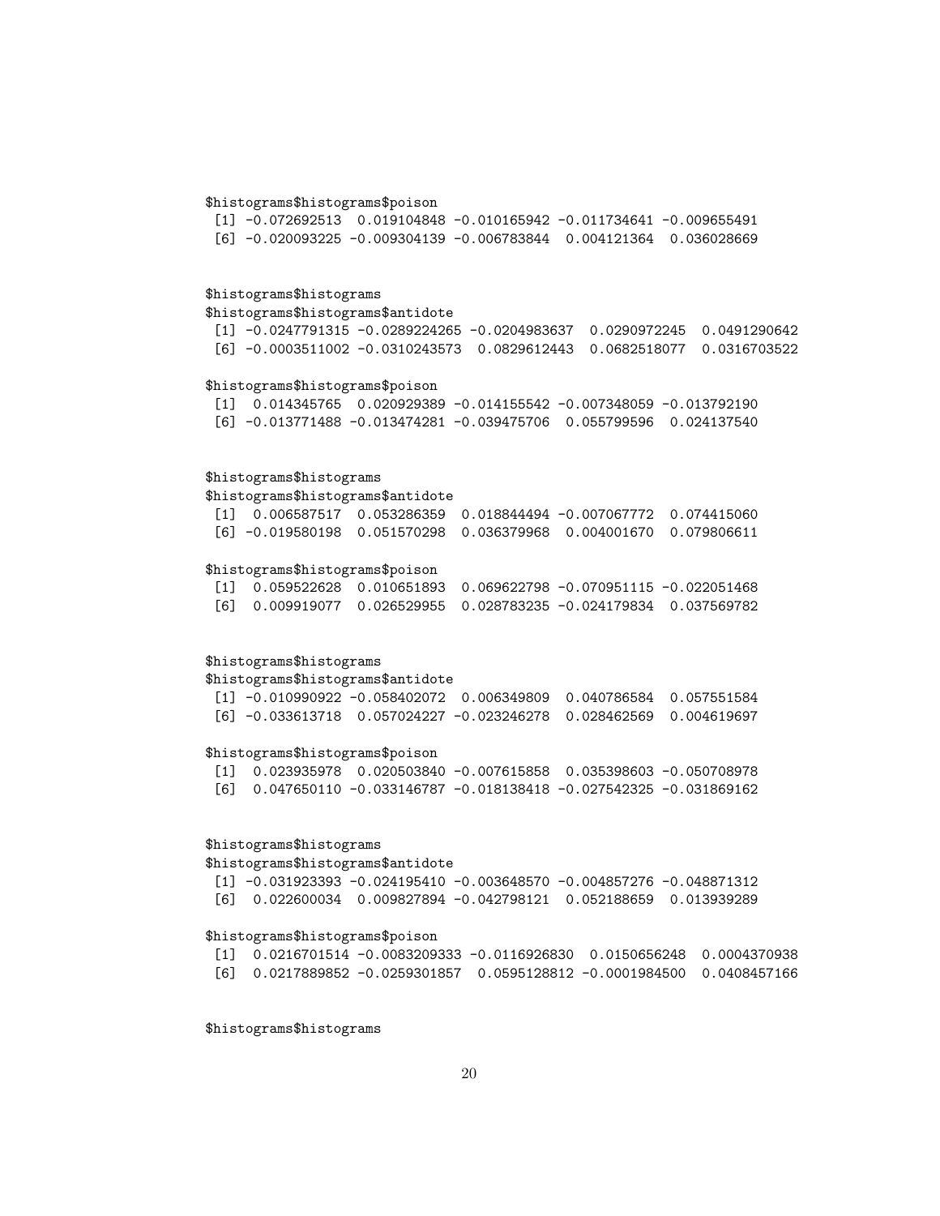```
$histograms$histograms$poison
 [1] -0.072692513  0.019104848 -0.010165942 -0.011734641 -0.009655491
 [6] -0.020093225 -0.009304139 -0.006783844  0.004121364  0.036028669


$histograms$histograms
$histograms$histograms$antidote
 [1] -0.0247791315 -0.0289224265 -0.0204983637  0.0290972245  0.0491290642
 [6] -0.0003511002 -0.0310243573  0.0829612443  0.0682518077  0.0316703522

$histograms$histograms$poison
 [1]  0.014345765  0.020929389 -0.014155542 -0.007348059 -0.013792190
 [6] -0.013771488 -0.013474281 -0.039475706  0.055799596  0.024137540


$histograms$histograms
$histograms$histograms$antidote
 [1]  0.006587517  0.053286359  0.018844494 -0.007067772  0.074415060
 [6] -0.019580198  0.051570298  0.036379968  0.004001670  0.079806611

$histograms$histograms$poison
 [1]  0.059522628  0.010651893  0.069622798 -0.070951115 -0.022051468
 [6]  0.009919077  0.026529955  0.028783235 -0.024179834  0.037569782


$histograms$histograms
$histograms$histograms$antidote
 [1] -0.010990922 -0.058402072  0.006349809  0.040786584  0.057551584
 [6] -0.033613718  0.057024227 -0.023246278  0.028462569  0.004619697

$histograms$histograms$poison
 [1]  0.023935978  0.020503840 -0.007615858  0.035398603 -0.050708978
 [6]  0.047650110 -0.033146787 -0.018138418 -0.027542325 -0.031869162


$histograms$histograms
$histograms$histograms$antidote
 [1] -0.031923393 -0.024195410 -0.003648570 -0.004857276 -0.048871312
 [6]  0.022600034  0.009827894 -0.042798121  0.052188659  0.013939289

$histograms$histograms$poison
 [1]  0.0216701514 -0.0083209333 -0.0116926830  0.0150656248  0.0004370938
 [6]  0.0217889852 -0.0259301857  0.0595128812 -0.0001984500  0.0408457166


$histograms$histograms
```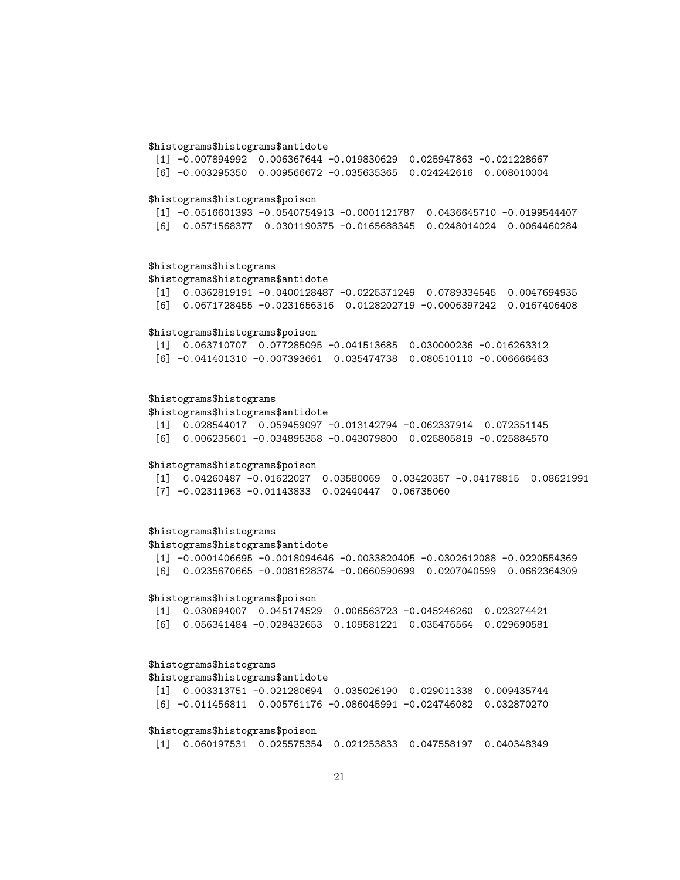```
$histograms$histograms$antidote
 [1] -0.007894992  0.006367644 -0.019830629  0.025947863 -0.021228667
 [6] -0.003295350  0.009566672 -0.035635365  0.024242616  0.008010004

$histograms$histograms$poison
 [1] -0.0516601393 -0.0540754913 -0.0001121787  0.0436645710 -0.0199544407
 [6]  0.0571568377  0.0301190375 -0.0165688345  0.0248014024  0.0064460284


$histograms$histograms
$histograms$histograms$antidote
 [1]  0.0362819191 -0.0400128487 -0.0225371249  0.0789334545  0.0047694935
 [6]  0.0671728455 -0.0231656316  0.0128202719 -0.0006397242  0.0167406408

$histograms$histograms$poison
 [1]  0.063710707  0.077285095 -0.041513685  0.030000236 -0.016263312
 [6] -0.041401310 -0.007393661  0.035474738  0.080510110 -0.006666463


$histograms$histograms
$histograms$histograms$antidote
 [1]  0.028544017  0.059459097 -0.013142794 -0.062337914  0.072351145
 [6]  0.006235601 -0.034895358 -0.043079800  0.025805819 -0.025884570

$histograms$histograms$poison
 [1]  0.04260487 -0.01622027  0.03580069  0.03420357 -0.04178815  0.08621991
 [7] -0.02311963 -0.01143833  0.02440447  0.06735060


$histograms$histograms
$histograms$histograms$antidote
 [1] -0.0001406695 -0.0018094646 -0.0033820405 -0.0302612088 -0.0220554369
 [6]  0.0235670665 -0.0081628374 -0.0660590699  0.0207040599  0.0662364309

$histograms$histograms$poison
 [1]  0.030694007  0.045174529  0.006563723 -0.045246260  0.023274421
 [6]  0.056341484 -0.028432653  0.109581221  0.035476564  0.029690581


$histograms$histograms
$histograms$histograms$antidote
 [1]  0.003313751 -0.021280694  0.035026190  0.029011338  0.009435744
 [6] -0.011456811  0.005761176 -0.086045991 -0.024746082  0.032870270

$histograms$histograms$poison
 [1]  0.060197531  0.025575354  0.021253833  0.047558197  0.040348349
```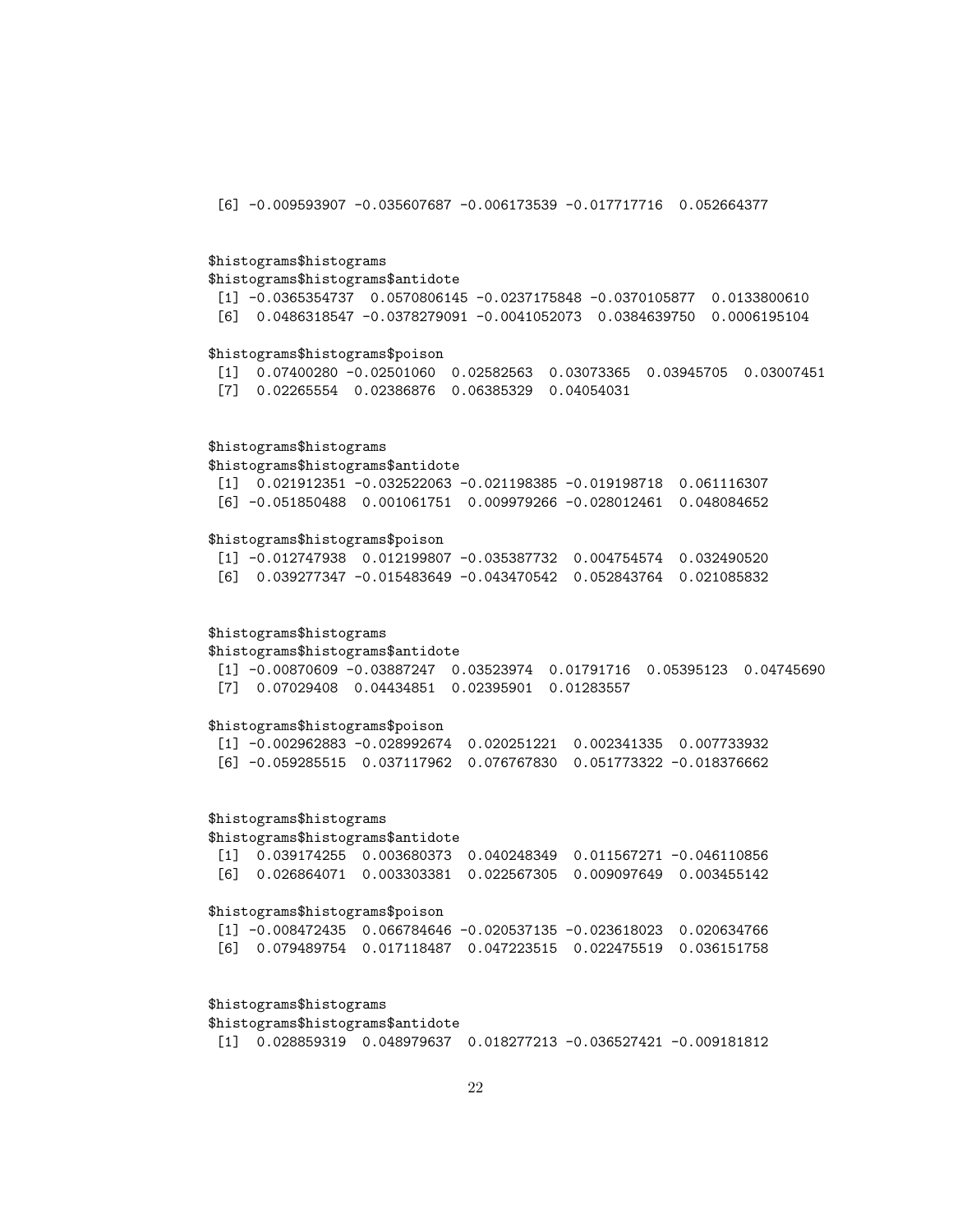```
 [6] -0.009593907 -0.035607687 -0.006173539 -0.017717716  0.052664377


$histograms$histograms
$histograms$histograms$antidote
 [1] -0.0365354737  0.0570806145 -0.0237175848 -0.0370105877  0.0133800610
 [6]  0.0486318547 -0.0378279091 -0.0041052073  0.0384639750  0.0006195104

$histograms$histograms$poison
 [1]  0.07400280 -0.02501060  0.02582563  0.03073365  0.03945705  0.03007451
 [7]  0.02265554  0.02386876  0.06385329  0.04054031


$histograms$histograms
$histograms$histograms$antidote
 [1]  0.021912351 -0.032522063 -0.021198385 -0.019198718  0.061116307
 [6] -0.051850488  0.001061751  0.009979266 -0.028012461  0.048084652

$histograms$histograms$poison
 [1] -0.012747938  0.012199807 -0.035387732  0.004754574  0.032490520
 [6]  0.039277347 -0.015483649 -0.043470542  0.052843764  0.021085832


$histograms$histograms
$histograms$histograms$antidote
 [1] -0.00870609 -0.03887247  0.03523974  0.01791716  0.05395123  0.04745690
 [7]  0.07029408  0.04434851  0.02395901  0.01283557

$histograms$histograms$poison
 [1] -0.002962883 -0.028992674  0.020251221  0.002341335  0.007733932
 [6] -0.059285515  0.037117962  0.076767830  0.051773322 -0.018376662


$histograms$histograms
$histograms$histograms$antidote
 [1]  0.039174255  0.003680373  0.040248349  0.011567271 -0.046110856
 [6]  0.026864071  0.003303381  0.022567305  0.009097649  0.003455142

$histograms$histograms$poison
 [1] -0.008472435  0.066784646 -0.020537135 -0.023618023  0.020634766
 [6]  0.079489754  0.017118487  0.047223515  0.022475519  0.036151758


$histograms$histograms
$histograms$histograms$antidote
 [1]  0.028859319  0.048979637  0.018277213 -0.036527421 -0.009181812
```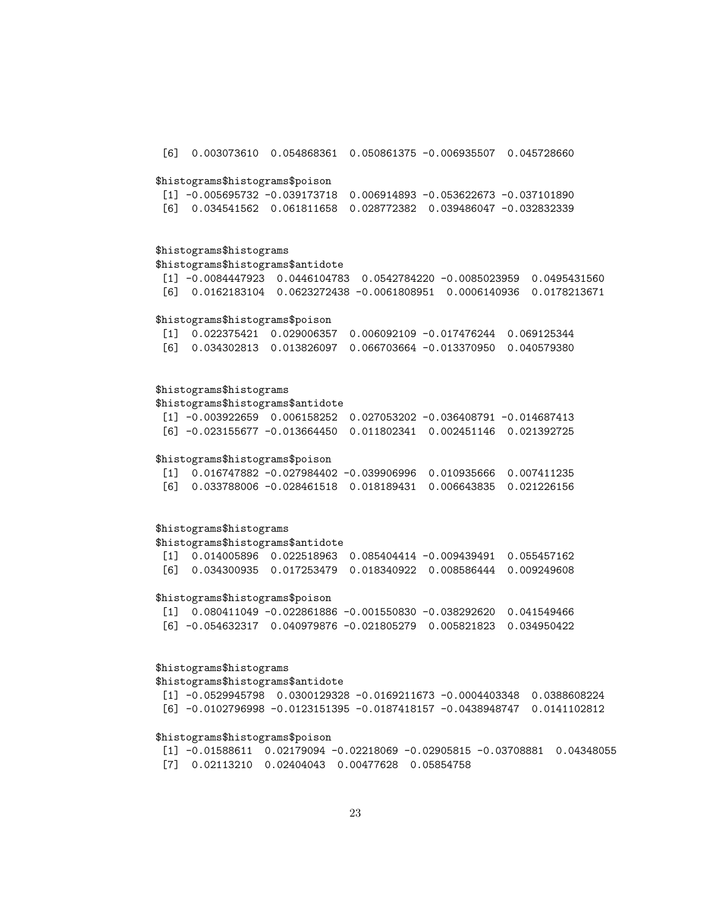```
 [6]  0.003073610  0.054868361  0.050861375 -0.006935507  0.045728660

$histograms$histograms$poison
 [1] -0.005695732 -0.039173718  0.006914893 -0.053622673 -0.037101890
 [6]  0.034541562  0.061811658  0.028772382  0.039486047 -0.032832339


$histograms$histograms
$histograms$histograms$antidote
 [1] -0.0084447923  0.0446104783  0.0542784220 -0.0085023959  0.0495431560
 [6]  0.0162183104  0.0623272438 -0.0061808951  0.0006140936  0.0178213671

$histograms$histograms$poison
 [1]  0.022375421  0.029006357  0.006092109 -0.017476244  0.069125344
 [6]  0.034302813  0.013826097  0.066703664 -0.013370950  0.040579380


$histograms$histograms
$histograms$histograms$antidote
 [1] -0.003922659  0.006158252  0.027053202 -0.036408791 -0.014687413
 [6] -0.023155677 -0.013664450  0.011802341  0.002451146  0.021392725

$histograms$histograms$poison
 [1]  0.016747882 -0.027984402 -0.039906996  0.010935666  0.007411235
 [6]  0.033788006 -0.028461518  0.018189431  0.006643835  0.021226156


$histograms$histograms
$histograms$histograms$antidote
 [1]  0.014005896  0.022518963  0.085404414 -0.009439491  0.055457162
 [6]  0.034300935  0.017253479  0.018340922  0.008586444  0.009249608

$histograms$histograms$poison
 [1]  0.080411049 -0.022861886 -0.001550830 -0.038292620  0.041549466
 [6] -0.054632317  0.040979876 -0.021805279  0.005821823  0.034950422


$histograms$histograms
$histograms$histograms$antidote
 [1] -0.0529945798  0.0300129328 -0.0169211673 -0.0004403348  0.0388608224
 [6] -0.0102796998 -0.0123151395 -0.0187418157 -0.0438948747  0.0141102812

$histograms$histograms$poison
 [1] -0.01588611  0.02179094 -0.02218069 -0.02905815 -0.03708881  0.04348055
 [7]  0.02113210  0.02404043  0.00477628  0.05854758
```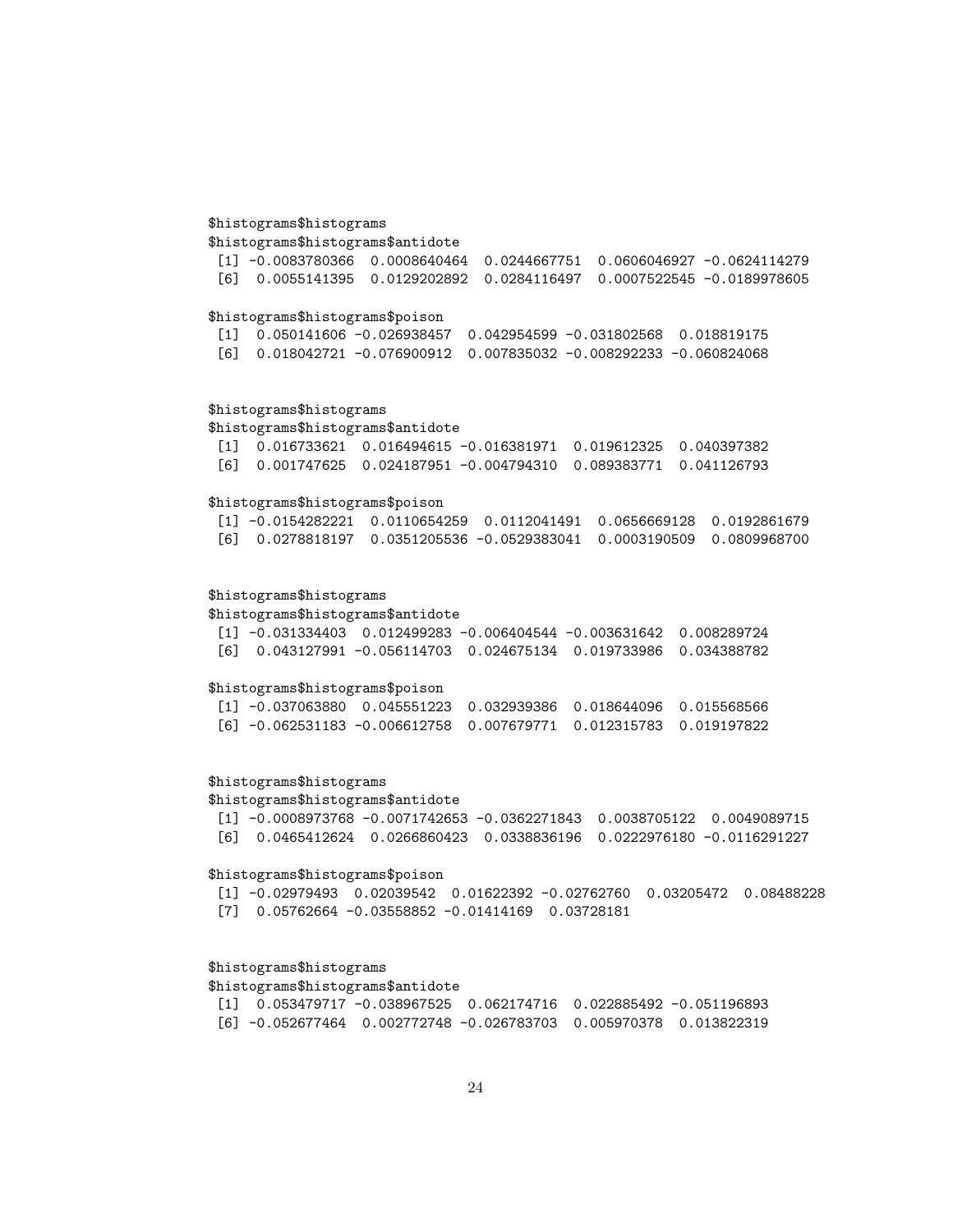```
$histograms$histograms
$histograms$histograms$antidote
 [1] -0.0083780366  0.0008640464  0.0244667751  0.0606046927 -0.0624114279
 [6]  0.0055141395  0.0129202892  0.0284116497  0.0007522545 -0.0189978605

$histograms$histograms$poison
 [1]  0.050141606 -0.026938457  0.042954599 -0.031802568  0.018819175
 [6]  0.018042721 -0.076900912  0.007835032 -0.008292233 -0.060824068


$histograms$histograms
$histograms$histograms$antidote
 [1]  0.016733621  0.016494615 -0.016381971  0.019612325  0.040397382
 [6]  0.001747625  0.024187951 -0.004794310  0.089383771  0.041126793

$histograms$histograms$poison
 [1] -0.0154282221  0.0110654259  0.0112041491  0.0656669128  0.0192861679
 [6]  0.0278818197  0.0351205536 -0.0529383041  0.0003190509  0.0809968700


$histograms$histograms
$histograms$histograms$antidote
 [1] -0.031334403  0.012499283 -0.006404544 -0.003631642  0.008289724
 [6]  0.043127991 -0.056114703  0.024675134  0.019733986  0.034388782

$histograms$histograms$poison
 [1] -0.037063880  0.045551223  0.032939386  0.018644096  0.015568566
 [6] -0.062531183 -0.006612758  0.007679771  0.012315783  0.019197822


$histograms$histograms
$histograms$histograms$antidote
 [1] -0.0008973768 -0.0071742653 -0.0362271843  0.0038705122  0.0049089715
 [6]  0.0465412624  0.0266860423  0.0338836196  0.0222976180 -0.0116291227

$histograms$histograms$poison
 [1] -0.02979493  0.02039542  0.01622392 -0.02762760  0.03205472  0.08488228
 [7]  0.05762664 -0.03558852 -0.01414169  0.03728181


$histograms$histograms
$histograms$histograms$antidote
 [1]  0.053479717 -0.038967525  0.062174716  0.022885492 -0.051196893
 [6] -0.052677464  0.002772748 -0.026783703  0.005970378  0.013822319
```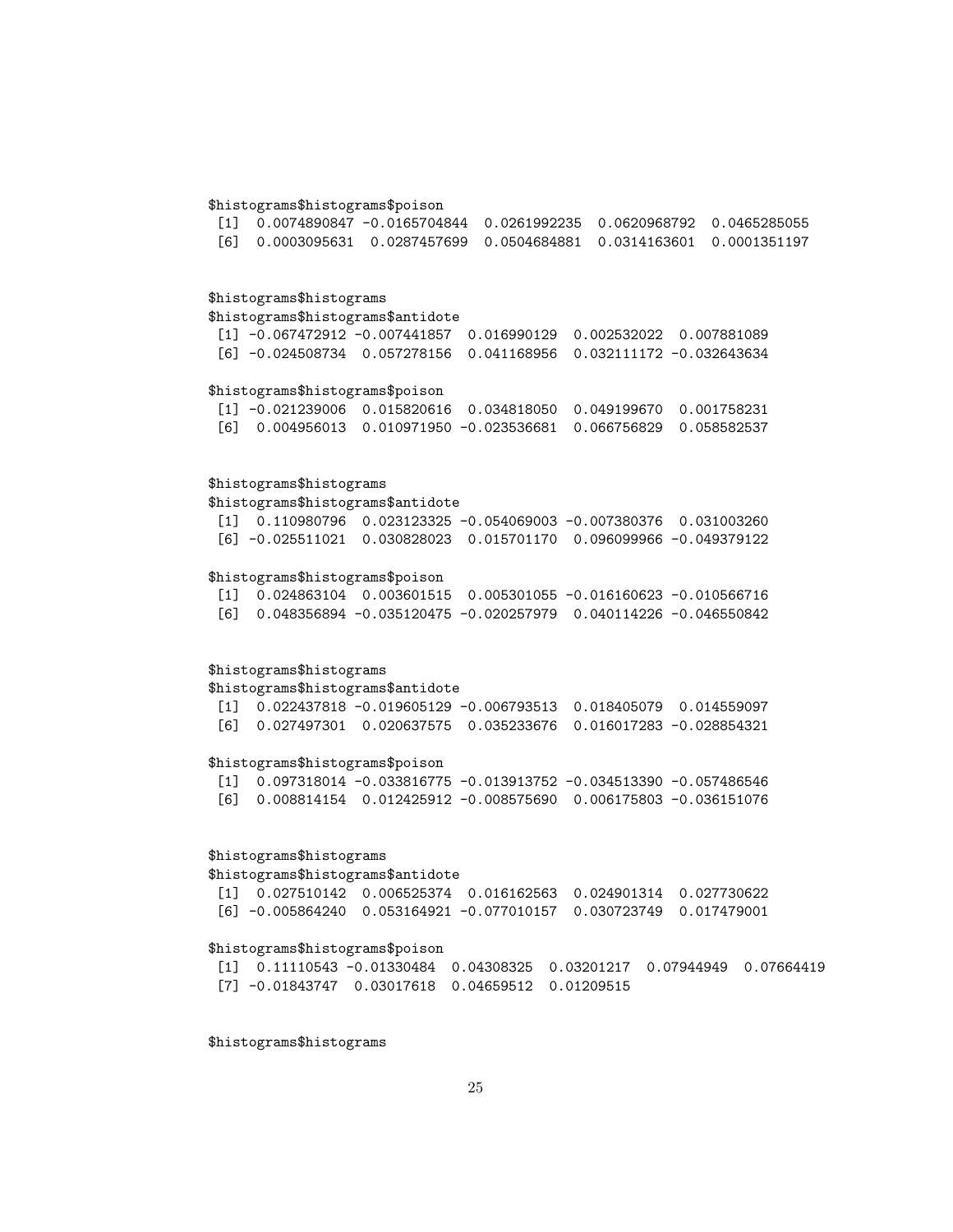```
$histograms$histograms$poison
 [1]  0.0074890847 -0.0165704844  0.0261992235  0.0620968792  0.0465285055
 [6]  0.0003095631  0.0287457699  0.0504684881  0.0314163601  0.0001351197


$histograms$histograms
$histograms$histograms$antidote
 [1] -0.067472912 -0.007441857  0.016990129  0.002532022  0.007881089
 [6] -0.024508734  0.057278156  0.041168956  0.032111172 -0.032643634

$histograms$histograms$poison
 [1] -0.021239006  0.015820616  0.034818050  0.049199670  0.001758231
 [6]  0.004956013  0.010971950 -0.023536681  0.066756829  0.058582537


$histograms$histograms
$histograms$histograms$antidote
 [1]  0.110980796  0.023123325 -0.054069003 -0.007380376  0.031003260
 [6] -0.025511021  0.030828023  0.015701170  0.096099966 -0.049379122

$histograms$histograms$poison
 [1]  0.024863104  0.003601515  0.005301055 -0.016160623 -0.010566716
 [6]  0.048356894 -0.035120475 -0.020257979  0.040114226 -0.046550842


$histograms$histograms
$histograms$histograms$antidote
 [1]  0.022437818 -0.019605129 -0.006793513  0.018405079  0.014559097
 [6]  0.027497301  0.020637575  0.035233676  0.016017283 -0.028854321

$histograms$histograms$poison
 [1]  0.097318014 -0.033816775 -0.013913752 -0.034513390 -0.057486546
 [6]  0.008814154  0.012425912 -0.008575690  0.006175803 -0.036151076


$histograms$histograms
$histograms$histograms$antidote
 [1]  0.027510142  0.006525374  0.016162563  0.024901314  0.027730622
 [6] -0.005864240  0.053164921 -0.077010157  0.030723749  0.017479001

$histograms$histograms$poison
 [1]  0.11110543 -0.01330484  0.04308325  0.03201217  0.07944949  0.07664419
 [7] -0.01843747  0.03017618  0.04659512  0.01209515


$histograms$histograms
```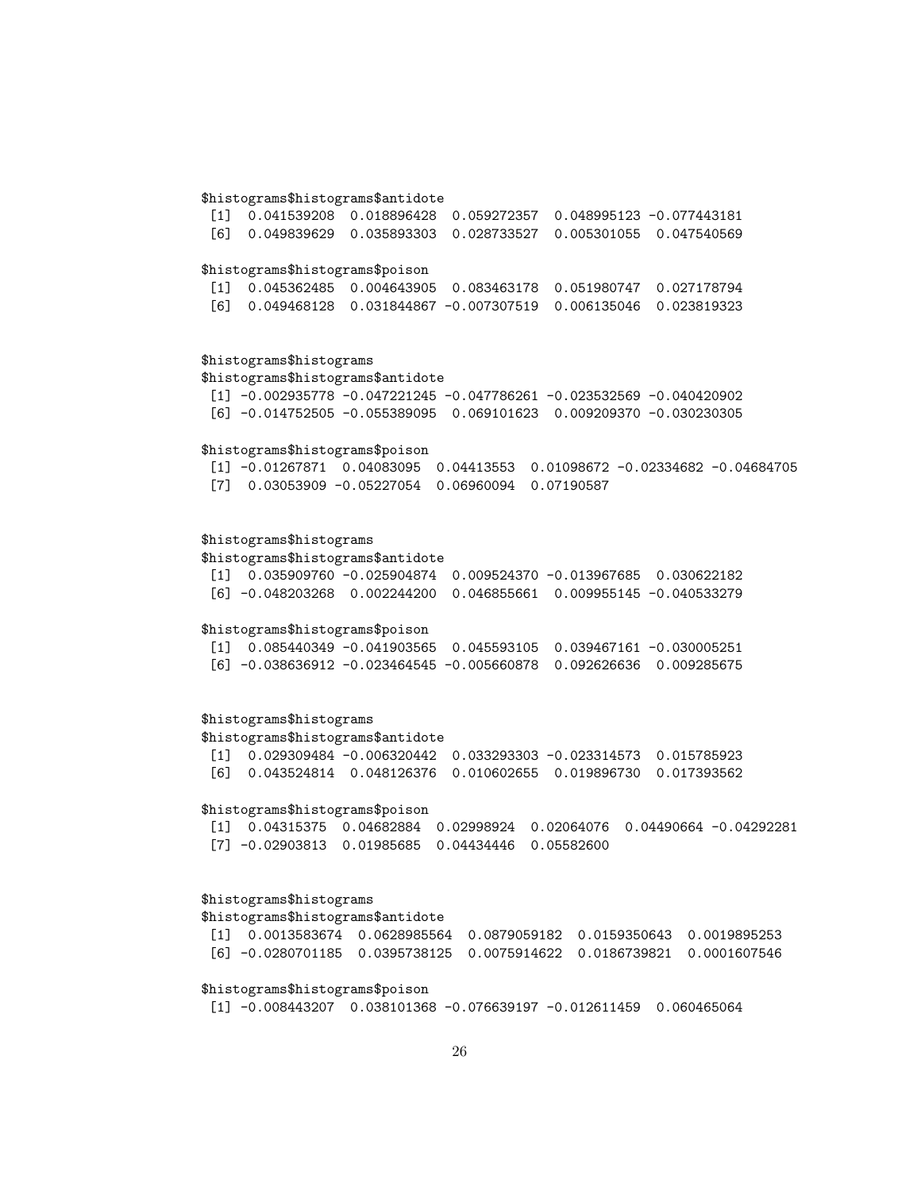```
$histograms$histograms$antidote
 [1]  0.041539208  0.018896428  0.059272357  0.048995123 -0.077443181
 [6]  0.049839629  0.035893303  0.028733527  0.005301055  0.047540569

$histograms$histograms$poison
 [1]  0.045362485  0.004643905  0.083463178  0.051980747  0.027178794
 [6]  0.049468128  0.031844867 -0.007307519  0.006135046  0.023819323


$histograms$histograms
$histograms$histograms$antidote
 [1] -0.002935778 -0.047221245 -0.047786261 -0.023532569 -0.040420902
 [6] -0.014752505 -0.055389095  0.069101623  0.009209370 -0.030230305

$histograms$histograms$poison
 [1] -0.01267871  0.04083095  0.04413553  0.01098672 -0.02334682 -0.04684705
 [7]  0.03053909 -0.05227054  0.06960094  0.07190587


$histograms$histograms
$histograms$histograms$antidote
 [1]  0.035909760 -0.025904874  0.009524370 -0.013967685  0.030622182
 [6] -0.048203268  0.002244200  0.046855661  0.009955145 -0.040533279

$histograms$histograms$poison
 [1]  0.085440349 -0.041903565  0.045593105  0.039467161 -0.030005251
 [6] -0.038636912 -0.023464545 -0.005660878  0.092626636  0.009285675


$histograms$histograms
$histograms$histograms$antidote
 [1]  0.029309484 -0.006320442  0.033293303 -0.023314573  0.015785923
 [6]  0.043524814  0.048126376  0.010602655  0.019896730  0.017393562

$histograms$histograms$poison
 [1]  0.04315375  0.04682884  0.02998924  0.02064076  0.04490664 -0.04292281
 [7] -0.02903813  0.01985685  0.04434446  0.05582600


$histograms$histograms
$histograms$histograms$antidote
 [1]  0.0013583674  0.0628985564  0.0879059182  0.0159350643  0.0019895253
 [6] -0.0280701185  0.0395738125  0.0075914622  0.0186739821  0.0001607546

$histograms$histograms$poison
 [1] -0.008443207  0.038101368 -0.076639197 -0.012611459  0.060465064
```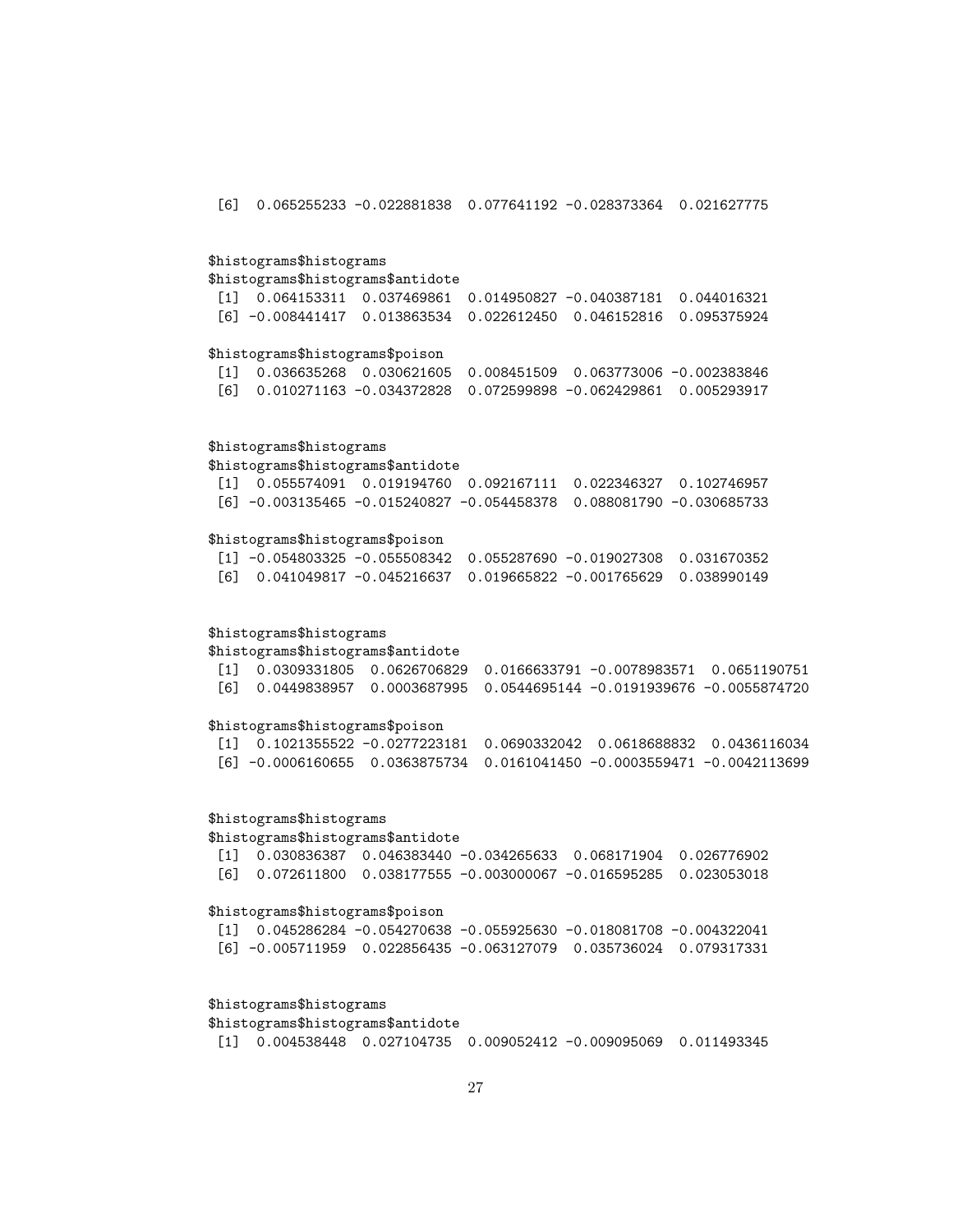```
 [6]  0.065255233 -0.022881838  0.077641192 -0.028373364  0.021627775


$histograms$histograms
$histograms$histograms$antidote
 [1]  0.064153311  0.037469861  0.014950827 -0.040387181  0.044016321
 [6] -0.008441417  0.013863534  0.022612450  0.046152816  0.095375924

$histograms$histograms$poison
 [1]  0.036635268  0.030621605  0.008451509  0.063773006 -0.002383846
 [6]  0.010271163 -0.034372828  0.072599898 -0.062429861  0.005293917


$histograms$histograms
$histograms$histograms$antidote
 [1]  0.055574091  0.019194760  0.092167111  0.022346327  0.102746957
 [6] -0.003135465 -0.015240827 -0.054458378  0.088081790 -0.030685733

$histograms$histograms$poison
 [1] -0.054803325 -0.055508342  0.055287690 -0.019027308  0.031670352
 [6]  0.041049817 -0.045216637  0.019665822 -0.001765629  0.038990149


$histograms$histograms
$histograms$histograms$antidote
 [1]  0.0309331805  0.0626706829  0.0166633791 -0.0078983571  0.0651190751
 [6]  0.0449838957  0.0003687995  0.0544695144 -0.0191939676 -0.0055874720

$histograms$histograms$poison
 [1]  0.1021355522 -0.0277223181  0.0690332042  0.0618688832  0.0436116034
 [6] -0.0006160655  0.0363875734  0.0161041450 -0.0003559471 -0.0042113699


$histograms$histograms
$histograms$histograms$antidote
 [1]  0.030836387  0.046383440 -0.034265633  0.068171904  0.026776902
 [6]  0.072611800  0.038177555 -0.003000067 -0.016595285  0.023053018

$histograms$histograms$poison
 [1]  0.045286284 -0.054270638 -0.055925630 -0.018081708 -0.004322041
 [6] -0.005711959  0.022856435 -0.063127079  0.035736024  0.079317331


$histograms$histograms
$histograms$histograms$antidote
 [1]  0.004538448  0.027104735  0.009052412 -0.009095069  0.011493345
```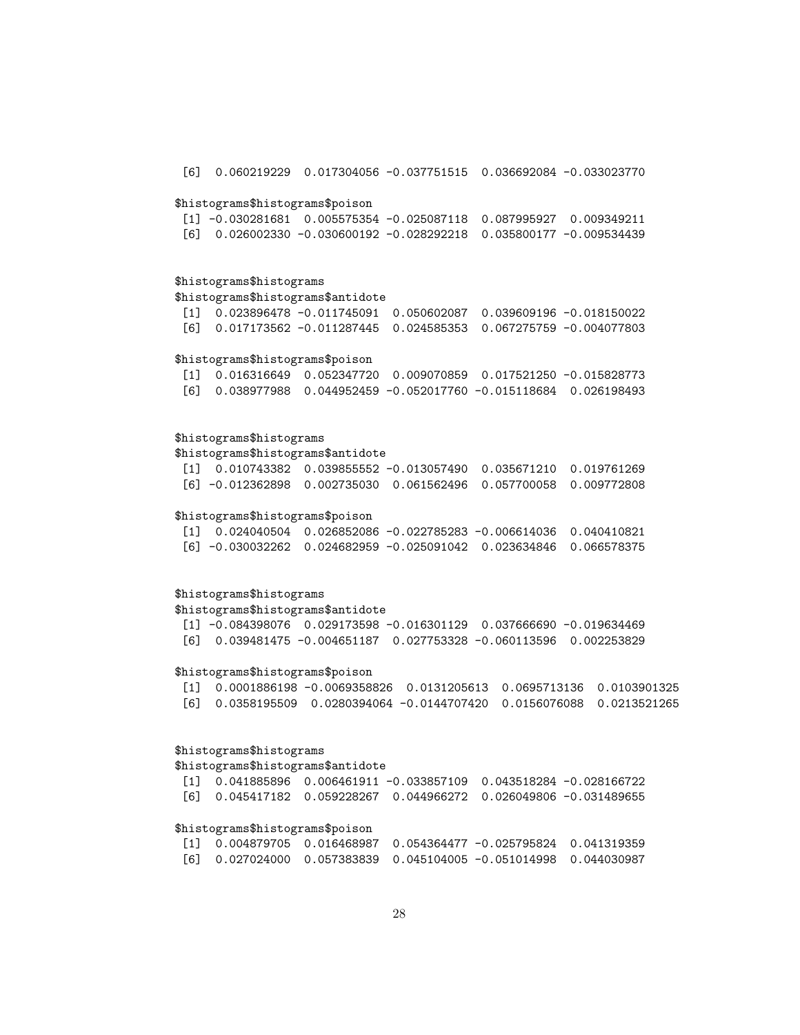```
 [6]  0.060219229  0.017304056 -0.037751515  0.036692084 -0.033023770

$histograms$histograms$poison
 [1] -0.030281681  0.005575354 -0.025087118  0.087995927  0.009349211
 [6]  0.026002330 -0.030600192 -0.028292218  0.035800177 -0.009534439


$histograms$histograms
$histograms$histograms$antidote
 [1]  0.023896478 -0.011745091  0.050602087  0.039609196 -0.018150022
 [6]  0.017173562 -0.011287445  0.024585353  0.067275759 -0.004077803

$histograms$histograms$poison
 [1]  0.016316649  0.052347720  0.009070859  0.017521250 -0.015828773
 [6]  0.038977988  0.044952459 -0.052017760 -0.015118684  0.026198493


$histograms$histograms
$histograms$histograms$antidote
 [1]  0.010743382  0.039855552 -0.013057490  0.035671210  0.019761269
 [6] -0.012362898  0.002735030  0.061562496  0.057700058  0.009772808

$histograms$histograms$poison
 [1]  0.024040504  0.026852086 -0.022785283 -0.006614036  0.040410821
 [6] -0.030032262  0.024682959 -0.025091042  0.023634846  0.066578375


$histograms$histograms
$histograms$histograms$antidote
 [1] -0.084398076  0.029173598 -0.016301129  0.037666690 -0.019634469
 [6]  0.039481475 -0.004651187  0.027753328 -0.060113596  0.002253829

$histograms$histograms$poison
 [1]  0.0001886198 -0.0069358826  0.0131205613  0.0695713136  0.0103901325
 [6]  0.0358195509  0.0280394064 -0.0144707420  0.0156076088  0.0213521265


$histograms$histograms
$histograms$histograms$antidote
 [1]  0.041885896  0.006461911 -0.033857109  0.043518284 -0.028166722
 [6]  0.045417182  0.059228267  0.044966272  0.026049806 -0.031489655

$histograms$histograms$poison
 [1]  0.004879705  0.016468987  0.054364477 -0.025795824  0.041319359
 [6]  0.027024000  0.057383839  0.045104005 -0.051014998  0.044030987
```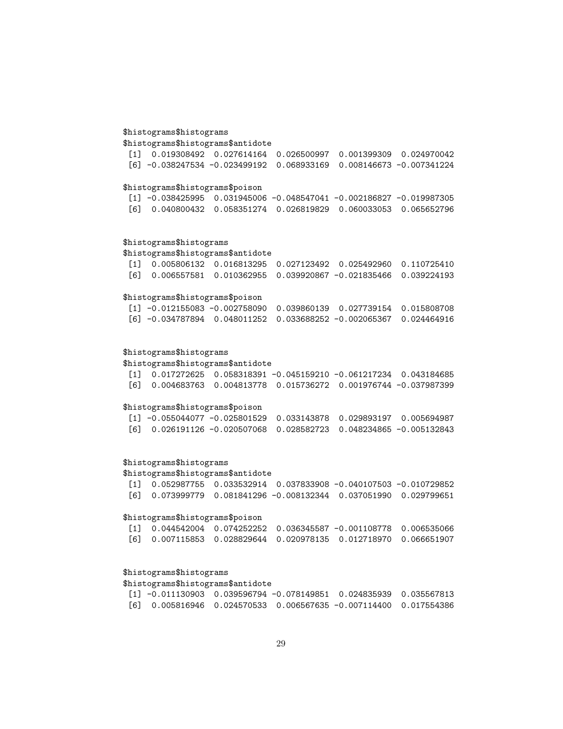```
$histograms$histograms
$histograms$histograms$antidote
 [1]  0.019308492  0.027614164  0.026500997  0.001399309  0.024970042
 [6] -0.038247534 -0.023499192  0.068933169  0.008146673 -0.007341224

$histograms$histograms$poison
 [1] -0.038425995  0.031945006 -0.048547041 -0.002186827 -0.019987305
 [6]  0.040800432  0.058351274  0.026819829  0.060033053  0.065652796


$histograms$histograms
$histograms$histograms$antidote
 [1]  0.005806132  0.016813295  0.027123492  0.025492960  0.110725410
 [6]  0.006557581  0.010362955  0.039920867 -0.021835466  0.039224193

$histograms$histograms$poison
 [1] -0.012155083 -0.002758090  0.039860139  0.027739154  0.015808708
 [6] -0.034787894  0.048011252  0.033688252 -0.002065367  0.024464916


$histograms$histograms
$histograms$histograms$antidote
 [1]  0.017272625  0.058318391 -0.045159210 -0.061217234  0.043184685
 [6]  0.004683763  0.004813778  0.015736272  0.001976744 -0.037987399

$histograms$histograms$poison
 [1] -0.055044077 -0.025801529  0.033143878  0.029893197  0.005694987
 [6]  0.026191126 -0.020507068  0.028582723  0.048234865 -0.005132843


$histograms$histograms
$histograms$histograms$antidote
 [1]  0.052987755  0.033532914  0.037833908 -0.040107503 -0.010729852
 [6]  0.073999779  0.081841296 -0.008132344  0.037051990  0.029799651

$histograms$histograms$poison
 [1]  0.044542004  0.074252252  0.036345587 -0.001108778  0.006535066
 [6]  0.007115853  0.028829644  0.020978135  0.012718970  0.066651907


$histograms$histograms
$histograms$histograms$antidote
 [1] -0.011130903  0.039596794 -0.078149851  0.024835939  0.035567813
 [6]  0.005816946  0.024570533  0.006567635 -0.007114400  0.017554386
```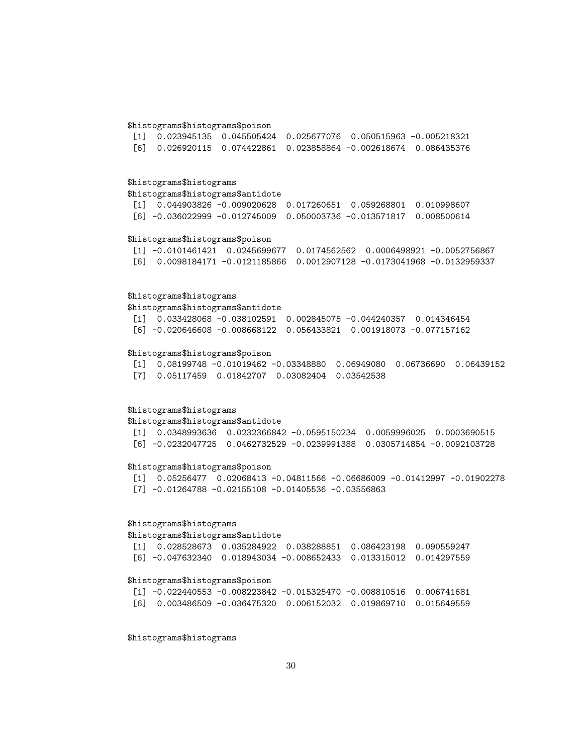```
$histograms$histograms$poison
 [1]  0.023945135  0.045505424  0.025677076  0.050515963 -0.005218321
 [6]  0.026920115  0.074422861  0.023858864 -0.002618674  0.086435376


$histograms$histograms
$histograms$histograms$antidote
 [1]  0.044903826 -0.009020628  0.017260651  0.059268801  0.010998607
 [6] -0.036022999 -0.012745009  0.050003736 -0.013571817  0.008500614

$histograms$histograms$poison
 [1] -0.0101461421  0.0245699677  0.0174562562  0.0006498921 -0.0052756867
 [6]  0.0098184171 -0.0121185866  0.0012907128 -0.0173041968 -0.0132959337


$histograms$histograms
$histograms$histograms$antidote
 [1]  0.033428068 -0.038102591  0.002845075 -0.044240357  0.014346454
 [6] -0.020646608 -0.008668122  0.056433821  0.001918073 -0.077157162

$histograms$histograms$poison
 [1]  0.08199748 -0.01019462 -0.03348880  0.06949080  0.06736690  0.06439152
 [7]  0.05117459  0.01842707  0.03082404  0.03542538


$histograms$histograms
$histograms$histograms$antidote
 [1]  0.0348993636  0.0232366842 -0.0595150234  0.0059996025  0.0003690515
 [6] -0.0232047725  0.0462732529 -0.0239991388  0.0305714854 -0.0092103728

$histograms$histograms$poison
 [1]  0.05256477  0.02068413 -0.04811566 -0.06686009 -0.01412997 -0.01902278
 [7] -0.01264788 -0.02155108 -0.01405536 -0.03556863


$histograms$histograms
$histograms$histograms$antidote
 [1]  0.028528673  0.035284922  0.038288851  0.086423198  0.090559247
 [6] -0.047632340  0.018943034 -0.008652433  0.013315012  0.014297559

$histograms$histograms$poison
 [1] -0.022440553 -0.008223842 -0.015325470 -0.008810516  0.006741681
 [6]  0.003486509 -0.036475320  0.006152032  0.019869710  0.015649559


$histograms$histograms
```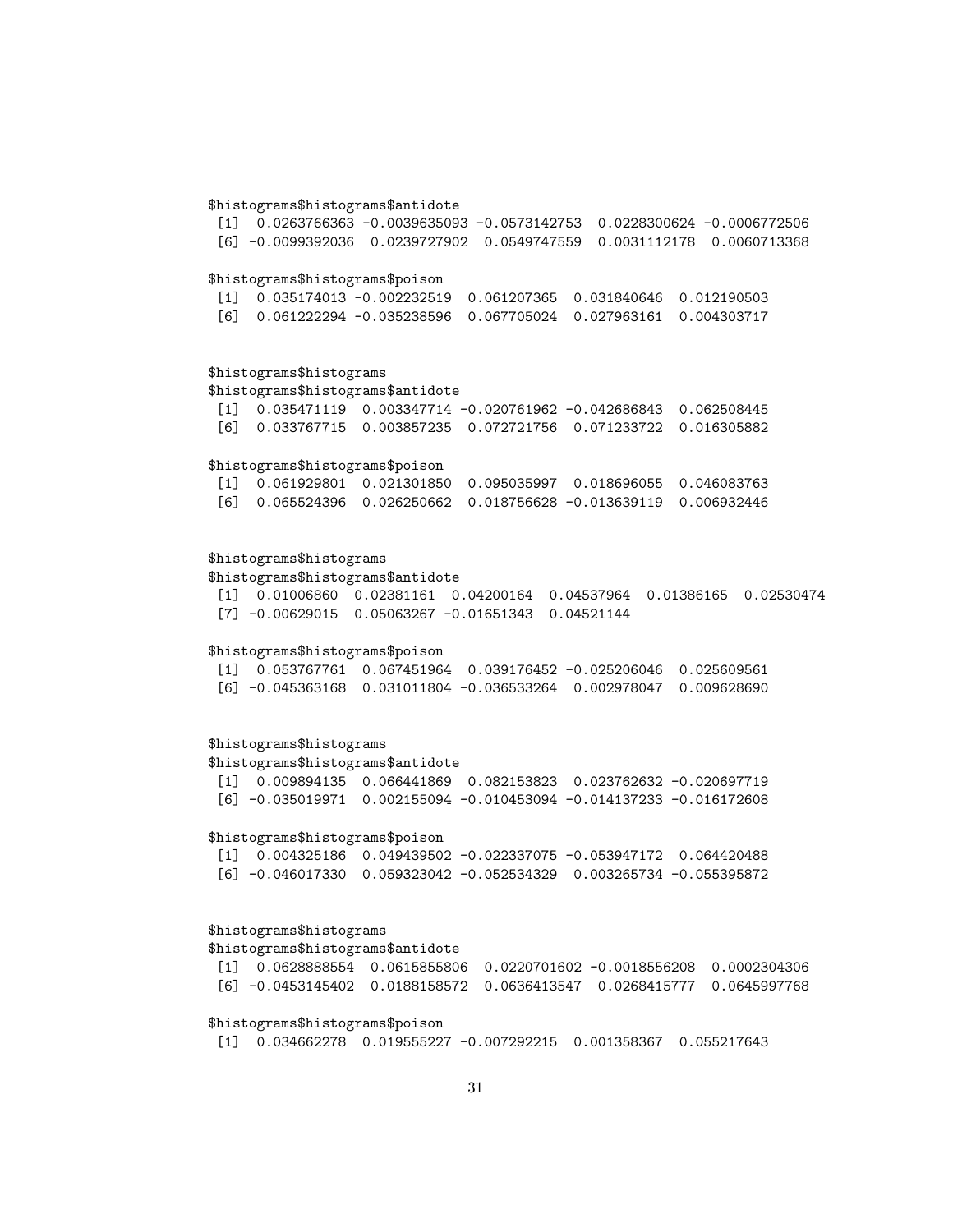```
$histograms$histograms$antidote
 [1]  0.0263766363 -0.0039635093 -0.0573142753  0.0228300624 -0.0006772506
 [6] -0.0099392036  0.0239727902  0.0549747559  0.0031112178  0.0060713368

$histograms$histograms$poison
 [1]  0.035174013 -0.002232519  0.061207365  0.031840646  0.012190503
 [6]  0.061222294 -0.035238596  0.067705024  0.027963161  0.004303717


$histograms$histograms
$histograms$histograms$antidote
 [1]  0.035471119  0.003347714 -0.020761962 -0.042686843  0.062508445
 [6]  0.033767715  0.003857235  0.072721756  0.071233722  0.016305882

$histograms$histograms$poison
 [1]  0.061929801  0.021301850  0.095035997  0.018696055  0.046083763
 [6]  0.065524396  0.026250662  0.018756628 -0.013639119  0.006932446


$histograms$histograms
$histograms$histograms$antidote
 [1]  0.01006860  0.02381161  0.04200164  0.04537964  0.01386165  0.02530474
 [7] -0.00629015  0.05063267 -0.01651343  0.04521144

$histograms$histograms$poison
 [1]  0.053767761  0.067451964  0.039176452 -0.025206046  0.025609561
 [6] -0.045363168  0.031011804 -0.036533264  0.002978047  0.009628690


$histograms$histograms
$histograms$histograms$antidote
 [1]  0.009894135  0.066441869  0.082153823  0.023762632 -0.020697719
 [6] -0.035019971  0.002155094 -0.010453094 -0.014137233 -0.016172608

$histograms$histograms$poison
 [1]  0.004325186  0.049439502 -0.022337075 -0.053947172  0.064420488
 [6] -0.046017330  0.059323042 -0.052534329  0.003265734 -0.055395872


$histograms$histograms
$histograms$histograms$antidote
 [1]  0.0628888554  0.0615855806  0.0220701602 -0.0018556208  0.0002304306
 [6] -0.0453145402  0.0188158572  0.0636413547  0.0268415777  0.0645997768

$histograms$histograms$poison
 [1]  0.034662278  0.019555227 -0.007292215  0.001358367  0.055217643
```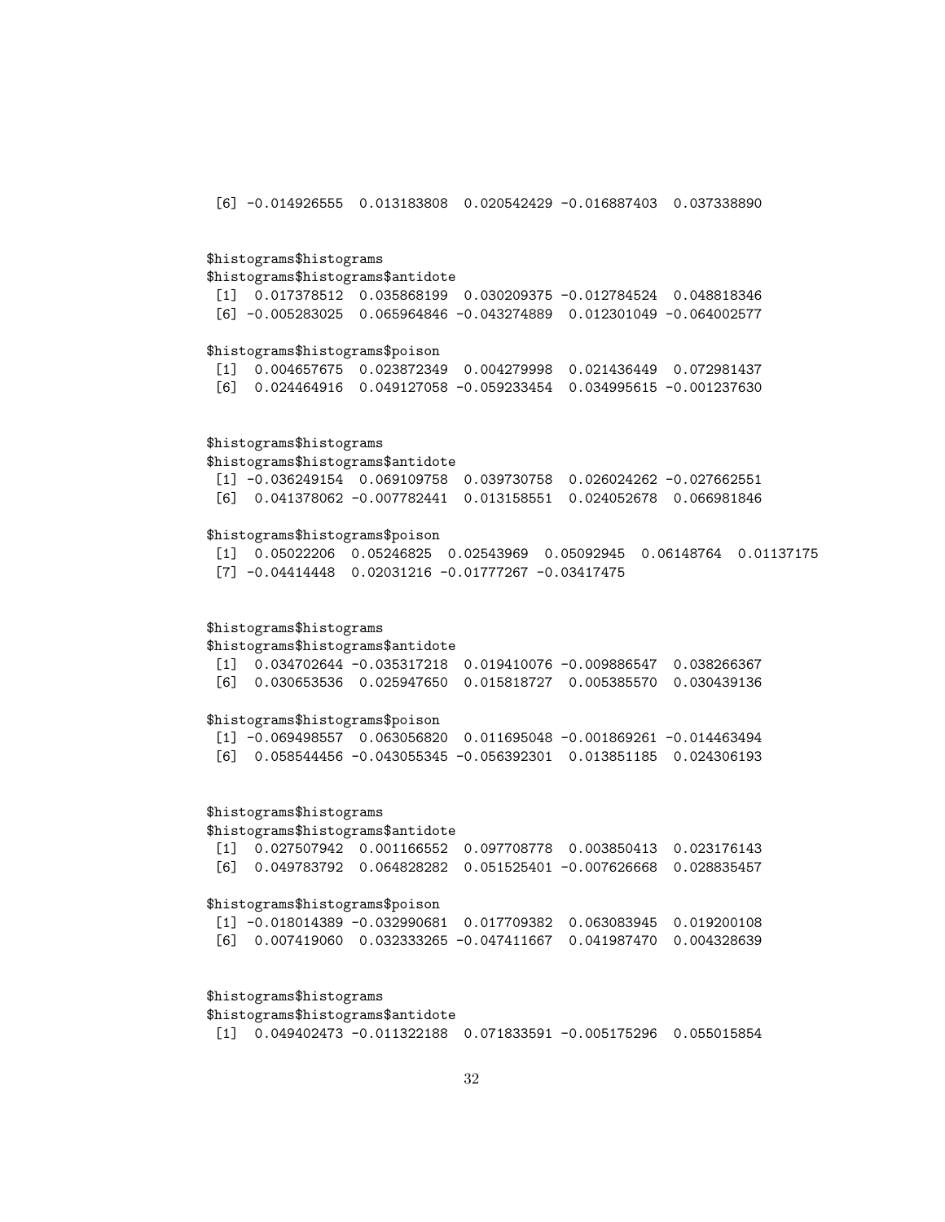```
 [6] -0.014926555  0.013183808  0.020542429 -0.016887403  0.037338890


$histograms$histograms
$histograms$histograms$antidote
 [1]  0.017378512  0.035868199  0.030209375 -0.012784524  0.048818346
 [6] -0.005283025  0.065964846 -0.043274889  0.012301049 -0.064002577

$histograms$histograms$poison
 [1]  0.004657675  0.023872349  0.004279998  0.021436449  0.072981437
 [6]  0.024464916  0.049127058 -0.059233454  0.034995615 -0.001237630


$histograms$histograms
$histograms$histograms$antidote
 [1] -0.036249154  0.069109758  0.039730758  0.026024262 -0.027662551
 [6]  0.041378062 -0.007782441  0.013158551  0.024052678  0.066981846

$histograms$histograms$poison
 [1]  0.05022206  0.05246825  0.02543969  0.05092945  0.06148764  0.01137175
 [7] -0.04414448  0.02031216 -0.01777267 -0.03417475


$histograms$histograms
$histograms$histograms$antidote
 [1]  0.034702644 -0.035317218  0.019410076 -0.009886547  0.038266367
 [6]  0.030653536  0.025947650  0.015818727  0.005385570  0.030439136

$histograms$histograms$poison
 [1] -0.069498557  0.063056820  0.011695048 -0.001869261 -0.014463494
 [6]  0.058544456 -0.043055345 -0.056392301  0.013851185  0.024306193


$histograms$histograms
$histograms$histograms$antidote
 [1]  0.027507942  0.001166552  0.097708778  0.003850413  0.023176143
 [6]  0.049783792  0.064828282  0.051525401 -0.007626668  0.028835457

$histograms$histograms$poison
 [1] -0.018014389 -0.032990681  0.017709382  0.063083945  0.019200108
 [6]  0.007419060  0.032333265 -0.047411667  0.041987470  0.004328639


$histograms$histograms
$histograms$histograms$antidote
 [1]  0.049402473 -0.011322188  0.071833591 -0.005175296  0.055015854
```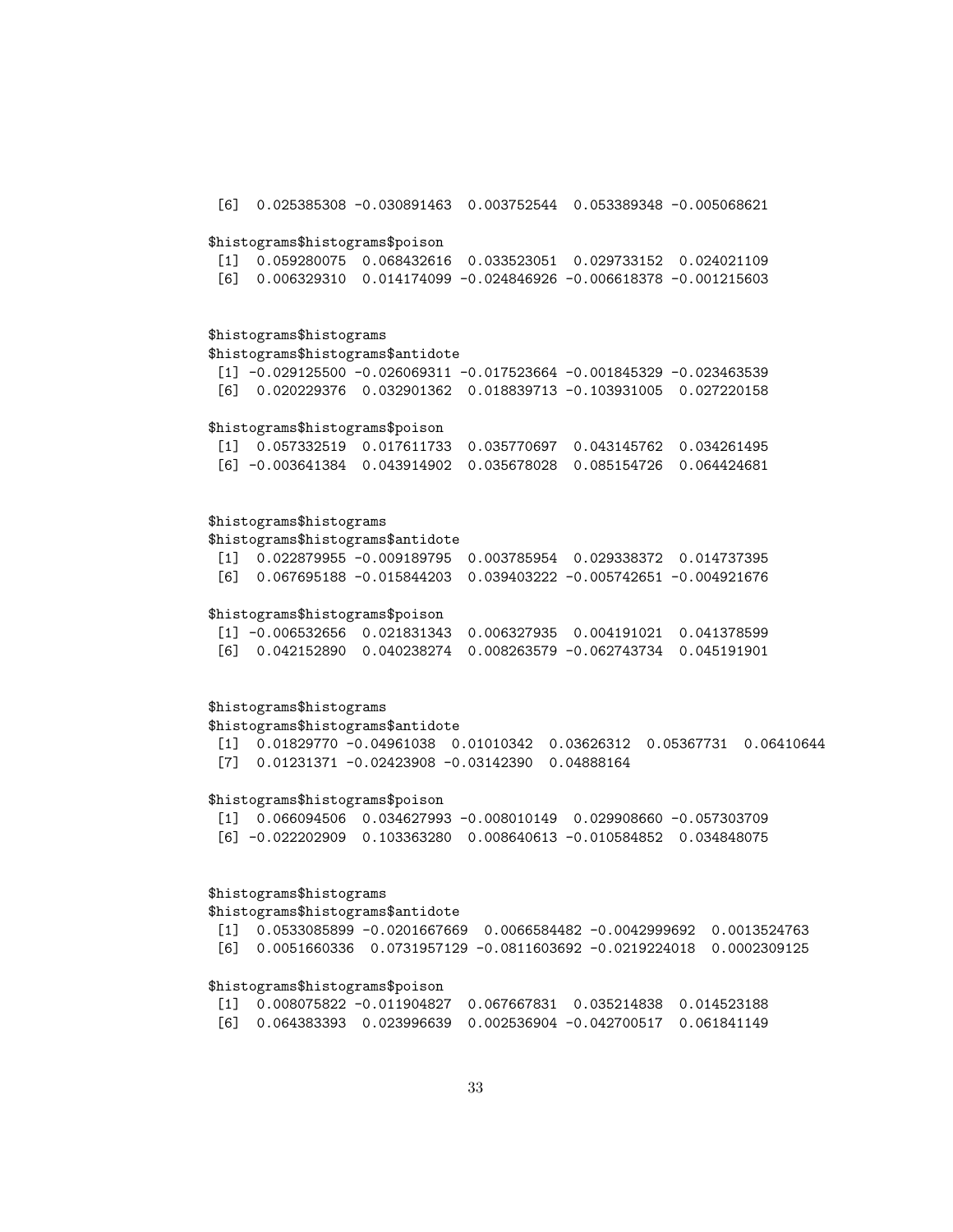```
 [6]  0.025385308 -0.030891463  0.003752544  0.053389348 -0.005068621

$histograms$histograms$poison
 [1]  0.059280075  0.068432616  0.033523051  0.029733152  0.024021109
 [6]  0.006329310  0.014174099 -0.024846926 -0.006618378 -0.001215603


$histograms$histograms
$histograms$histograms$antidote
 [1] -0.029125500 -0.026069311 -0.017523664 -0.001845329 -0.023463539
 [6]  0.020229376  0.032901362  0.018839713 -0.103931005  0.027220158

$histograms$histograms$poison
 [1]  0.057332519  0.017611733  0.035770697  0.043145762  0.034261495
 [6] -0.003641384  0.043914902  0.035678028  0.085154726  0.064424681


$histograms$histograms
$histograms$histograms$antidote
 [1]  0.022879955 -0.009189795  0.003785954  0.029338372  0.014737395
 [6]  0.067695188 -0.015844203  0.039403222 -0.005742651 -0.004921676

$histograms$histograms$poison
 [1] -0.006532656  0.021831343  0.006327935  0.004191021  0.041378599
 [6]  0.042152890  0.040238274  0.008263579 -0.062743734  0.045191901


$histograms$histograms
$histograms$histograms$antidote
 [1]  0.01829770 -0.04961038  0.01010342  0.03626312  0.05367731  0.06410644
 [7]  0.01231371 -0.02423908 -0.03142390  0.04888164

$histograms$histograms$poison
 [1]  0.066094506  0.034627993 -0.008010149  0.029908660 -0.057303709
 [6] -0.022202909  0.103363280  0.008640613 -0.010584852  0.034848075


$histograms$histograms
$histograms$histograms$antidote
 [1]  0.0533085899 -0.0201667669  0.0066584482 -0.0042999692  0.0013524763
 [6]  0.0051660336  0.0731957129 -0.0811603692 -0.0219224018  0.0002309125

$histograms$histograms$poison
 [1]  0.008075822 -0.011904827  0.067667831  0.035214838  0.014523188
 [6]  0.064383393  0.023996639  0.002536904 -0.042700517  0.061841149
```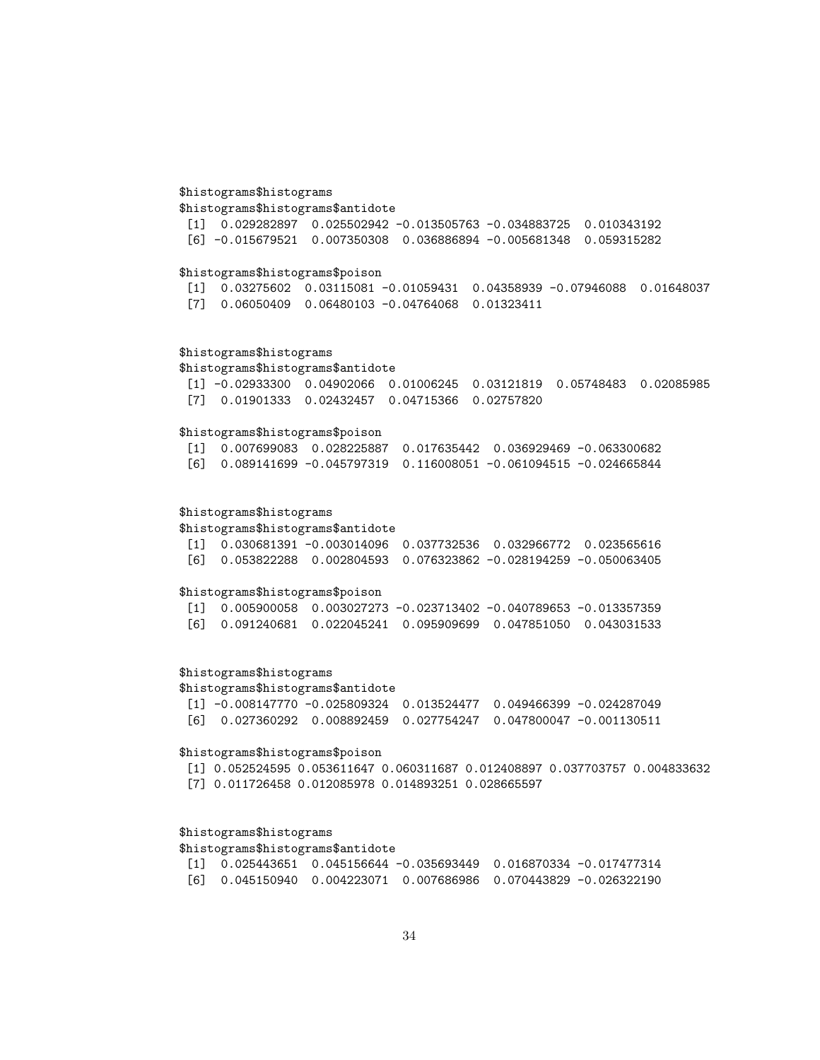```
$histograms$histograms
$histograms$histograms$antidote
 [1]  0.029282897  0.025502942 -0.013505763 -0.034883725  0.010343192
 [6] -0.015679521  0.007350308  0.036886894 -0.005681348  0.059315282

$histograms$histograms$poison
 [1]  0.03275602  0.03115081 -0.01059431  0.04358939 -0.07946088  0.01648037
 [7]  0.06050409  0.06480103 -0.04764068  0.01323411


$histograms$histograms
$histograms$histograms$antidote
 [1] -0.02933300  0.04902066  0.01006245  0.03121819  0.05748483  0.02085985
 [7]  0.01901333  0.02432457  0.04715366  0.02757820

$histograms$histograms$poison
 [1]  0.007699083  0.028225887  0.017635442  0.036929469 -0.063300682
 [6]  0.089141699 -0.045797319  0.116008051 -0.061094515 -0.024665844


$histograms$histograms
$histograms$histograms$antidote
 [1]  0.030681391 -0.003014096  0.037732536  0.032966772  0.023565616
 [6]  0.053822288  0.002804593  0.076323862 -0.028194259 -0.050063405

$histograms$histograms$poison
 [1]  0.005900058  0.003027273 -0.023713402 -0.040789653 -0.013357359
 [6]  0.091240681  0.022045241  0.095909699  0.047851050  0.043031533


$histograms$histograms
$histograms$histograms$antidote
 [1] -0.008147770 -0.025809324  0.013524477  0.049466399 -0.024287049
 [6]  0.027360292  0.008892459  0.027754247  0.047800047 -0.001130511

$histograms$histograms$poison
 [1] 0.052524595 0.053611647 0.060311687 0.012408897 0.037703757 0.004833632
 [7] 0.011726458 0.012085978 0.014893251 0.028665597


$histograms$histograms
$histograms$histograms$antidote
 [1]  0.025443651  0.045156644 -0.035693449  0.016870334 -0.017477314
 [6]  0.045150940  0.004223071  0.007686986  0.070443829 -0.026322190
```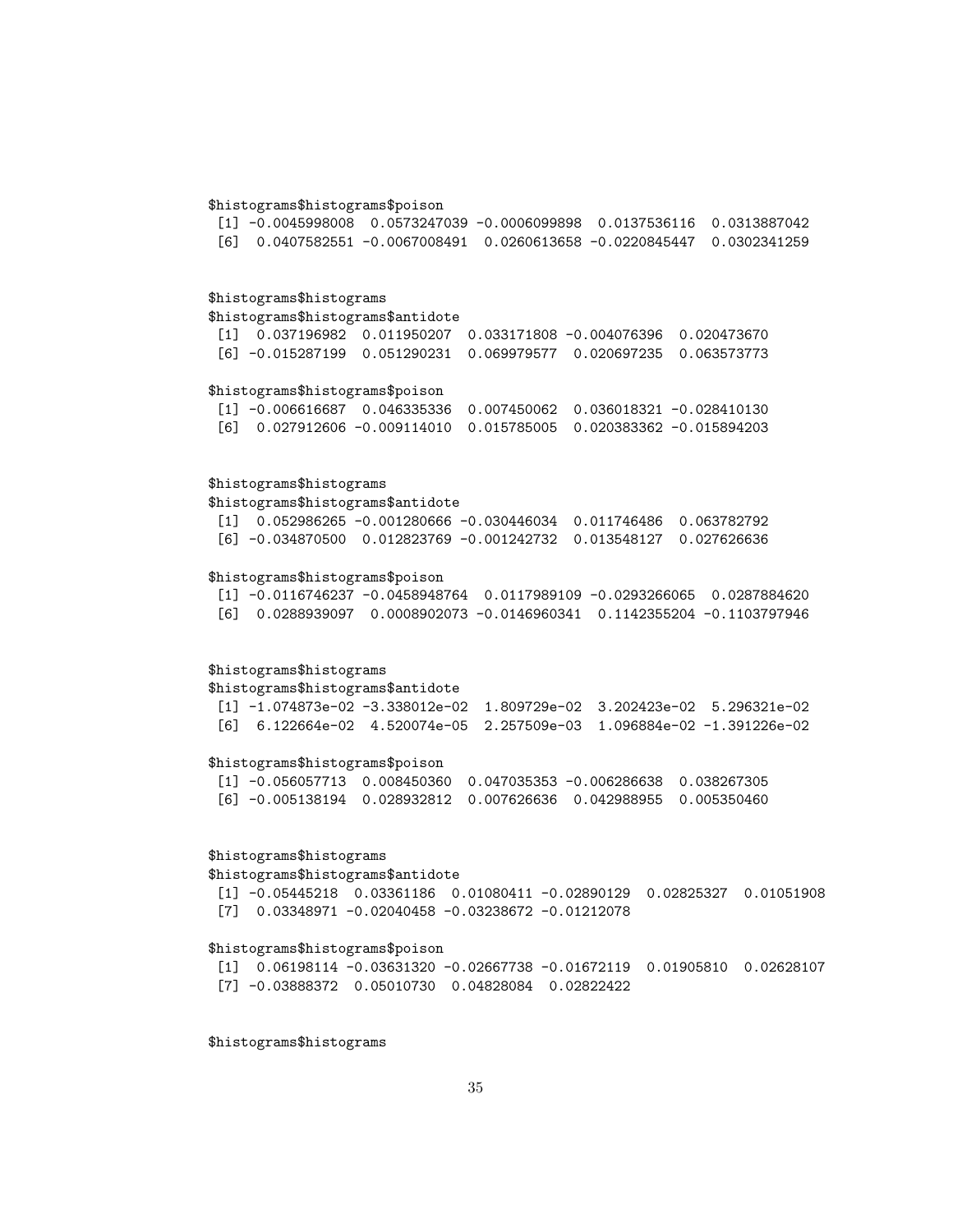```
$histograms$histograms$poison
 [1] -0.0045998008  0.0573247039 -0.0006099898  0.0137536116  0.0313887042
 [6]  0.0407582551 -0.0067008491  0.0260613658 -0.0220845447  0.0302341259


$histograms$histograms
$histograms$histograms$antidote
 [1]  0.037196982  0.011950207  0.033171808 -0.004076396  0.020473670
 [6] -0.015287199  0.051290231  0.069979577  0.020697235  0.063573773

$histograms$histograms$poison
 [1] -0.006616687  0.046335336  0.007450062  0.036018321 -0.028410130
 [6]  0.027912606 -0.009114010  0.015785005  0.020383362 -0.015894203


$histograms$histograms
$histograms$histograms$antidote
 [1]  0.052986265 -0.001280666 -0.030446034  0.011746486  0.063782792
 [6] -0.034870500  0.012823769 -0.001242732  0.013548127  0.027626636

$histograms$histograms$poison
 [1] -0.0116746237 -0.0458948764  0.0117989109 -0.0293266065  0.0287884620
 [6]  0.0288939097  0.0008902073 -0.0146960341  0.1142355204 -0.1103797946


$histograms$histograms
$histograms$histograms$antidote
 [1] -1.074873e-02 -3.338012e-02  1.809729e-02  3.202423e-02  5.296321e-02
 [6]  6.122664e-02  4.520074e-05  2.257509e-03  1.096884e-02 -1.391226e-02

$histograms$histograms$poison
 [1] -0.056057713  0.008450360  0.047035353 -0.006286638  0.038267305
 [6] -0.005138194  0.028932812  0.007626636  0.042988955  0.005350460


$histograms$histograms
$histograms$histograms$antidote
 [1] -0.05445218  0.03361186  0.01080411 -0.02890129  0.02825327  0.01051908
 [7]  0.03348971 -0.02040458 -0.03238672 -0.01212078

$histograms$histograms$poison
 [1]  0.06198114 -0.03631320 -0.02667738 -0.01672119  0.01905810  0.02628107
 [7] -0.03888372  0.05010730  0.04828084  0.02822422


$histograms$histograms
```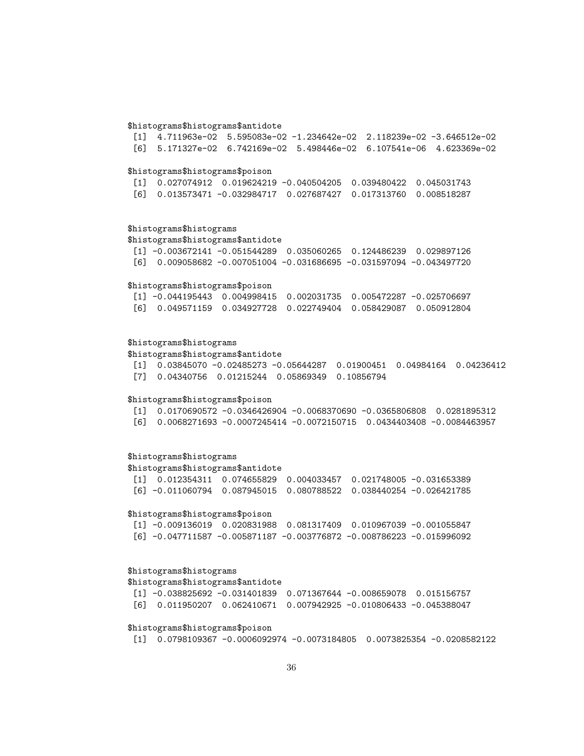```
$histograms$histograms$antidote
 [1]  4.711963e-02  5.595083e-02 -1.234642e-02  2.118239e-02 -3.646512e-02
 [6]  5.171327e-02  6.742169e-02  5.498446e-02  6.107541e-06  4.623369e-02

$histograms$histograms$poison
 [1]  0.027074912  0.019624219 -0.040504205  0.039480422  0.045031743
 [6]  0.013573471 -0.032984717  0.027687427  0.017313760  0.008518287


$histograms$histograms
$histograms$histograms$antidote
 [1] -0.003672141 -0.051544289  0.035060265  0.124486239  0.029897126
 [6]  0.009058682 -0.007051004 -0.031686695 -0.031597094 -0.043497720

$histograms$histograms$poison
 [1] -0.044195443  0.004998415  0.002031735  0.005472287 -0.025706697
 [6]  0.049571159  0.034927728  0.022749404  0.058429087  0.050912804


$histograms$histograms
$histograms$histograms$antidote
 [1]  0.03845070 -0.02485273 -0.05644287  0.01900451  0.04984164  0.04236412
 [7]  0.04340756  0.01215244  0.05869349  0.10856794

$histograms$histograms$poison
 [1]  0.0170690572 -0.0346426904 -0.0068370690 -0.0365806808  0.0281895312
 [6]  0.0068271693 -0.0007245414 -0.0072150715  0.0434403408 -0.0084463957


$histograms$histograms
$histograms$histograms$antidote
 [1]  0.012354311  0.074655829  0.004033457  0.021748005 -0.031653389
 [6] -0.011060794  0.087945015  0.080788522  0.038440254 -0.026421785

$histograms$histograms$poison
 [1] -0.009136019  0.020831988  0.081317409  0.010967039 -0.001055847
 [6] -0.047711587 -0.005871187 -0.003776872 -0.008786223 -0.015996092


$histograms$histograms
$histograms$histograms$antidote
 [1] -0.038825692 -0.031401839  0.071367644 -0.008659078  0.015156757
 [6]  0.011950207  0.062410671  0.007942925 -0.010806433 -0.045388047

$histograms$histograms$poison
 [1]  0.0798109367 -0.0006092974 -0.0073184805  0.0073825354 -0.0208582122
```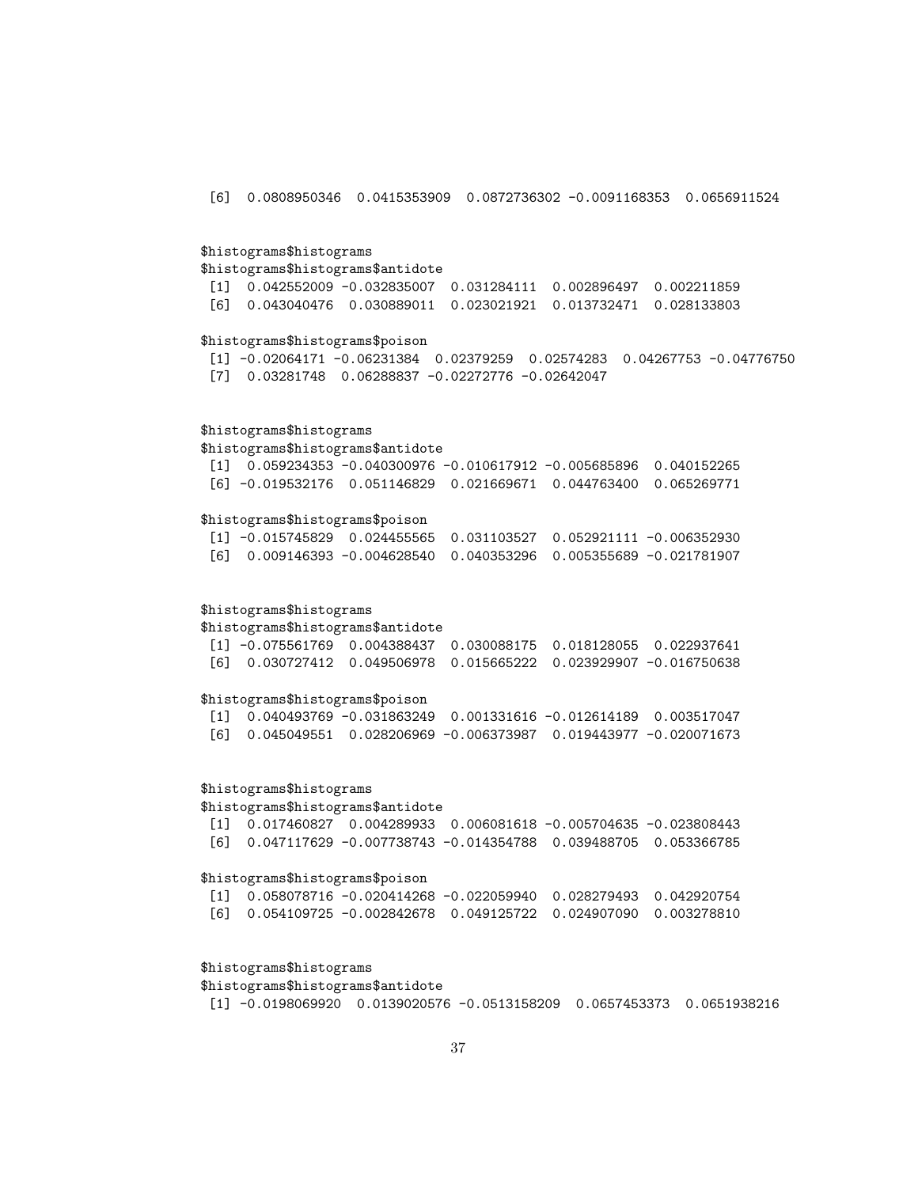```
[6]  0.0808950346  0.0415353909  0.0872736302 -0.0091168353  0.0656911524


$histograms$histograms
$histograms$histograms$antidote
 [1]  0.042552009 -0.032835007  0.031284111  0.002896497  0.002211859
 [6]  0.043040476  0.030889011  0.023021921  0.013732471  0.028133803

$histograms$histograms$poison
 [1] -0.02064171 -0.06231384  0.02379259  0.02574283  0.04267753 -0.04776750
 [7]  0.03281748  0.06288837 -0.02272776 -0.02642047


$histograms$histograms
$histograms$histograms$antidote
 [1]  0.059234353 -0.040300976 -0.010617912 -0.005685896  0.040152265
 [6] -0.019532176  0.051146829  0.021669671  0.044763400  0.065269771

$histograms$histograms$poison
 [1] -0.015745829  0.024455565  0.031103527  0.052921111 -0.006352930
 [6]  0.009146393 -0.004628540  0.040353296  0.005355689 -0.021781907


$histograms$histograms
$histograms$histograms$antidote
 [1] -0.075561769  0.004388437  0.030088175  0.018128055  0.022937641
 [6]  0.030727412  0.049506978  0.015665222  0.023929907 -0.016750638

$histograms$histograms$poison
 [1]  0.040493769 -0.031863249  0.001331616 -0.012614189  0.003517047
 [6]  0.045049551  0.028206969 -0.006373987  0.019443977 -0.020071673


$histograms$histograms
$histograms$histograms$antidote
 [1]  0.017460827  0.004289933  0.006081618 -0.005704635 -0.023808443
 [6]  0.047117629 -0.007738743 -0.014354788  0.039488705  0.053366785

$histograms$histograms$poison
 [1]  0.058078716 -0.020414268 -0.022059940  0.028279493  0.042920754
 [6]  0.054109725 -0.002842678  0.049125722  0.024907090  0.003278810


$histograms$histograms
$histograms$histograms$antidote
 [1] -0.0198069920  0.0139020576 -0.0513158209  0.0657453373  0.0651938216
```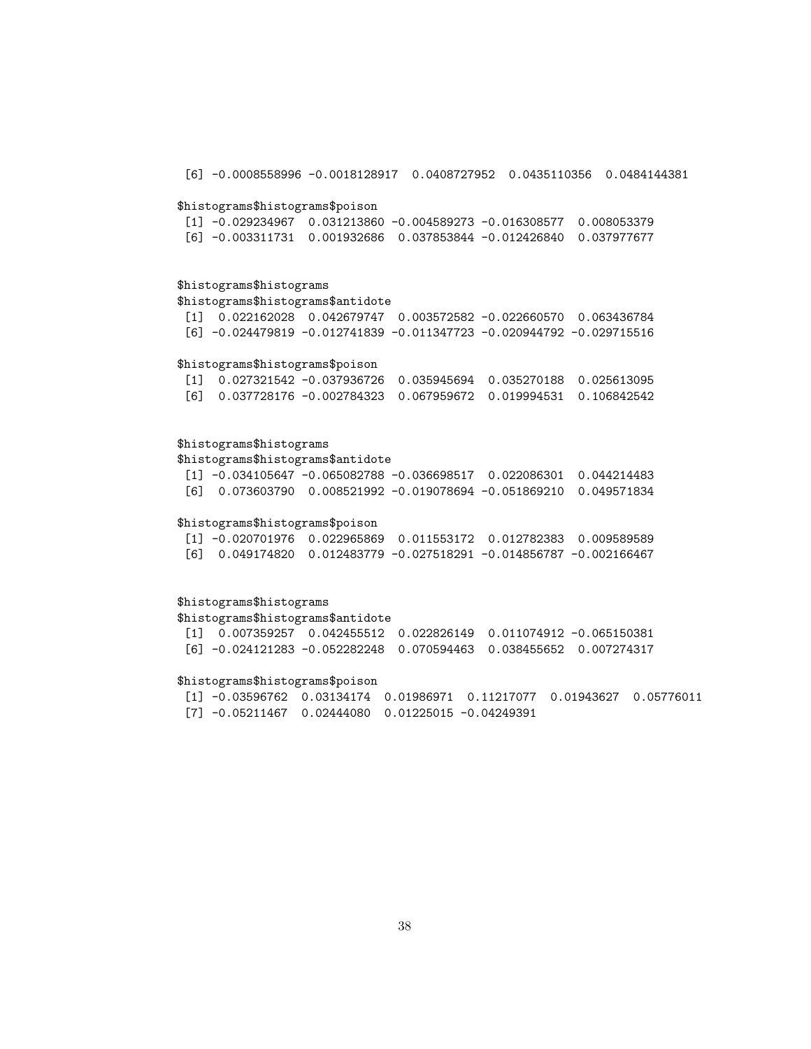```
 [6] -0.0008558996 -0.0018128917  0.0408727952  0.0435110356  0.0484144381

$histograms$histograms$poison
 [1] -0.029234967  0.031213860 -0.004589273 -0.016308577  0.008053379
 [6] -0.003311731  0.001932686  0.037853844 -0.012426840  0.037977677


$histograms$histograms
$histograms$histograms$antidote
 [1]  0.022162028  0.042679747  0.003572582 -0.022660570  0.063436784
 [6] -0.024479819 -0.012741839 -0.011347723 -0.020944792 -0.029715516

$histograms$histograms$poison
 [1]  0.027321542 -0.037936726  0.035945694  0.035270188  0.025613095
 [6]  0.037728176 -0.002784323  0.067959672  0.019994531  0.106842542


$histograms$histograms
$histograms$histograms$antidote
 [1] -0.034105647 -0.065082788 -0.036698517  0.022086301  0.044214483
 [6]  0.073603790  0.008521992 -0.019078694 -0.051869210  0.049571834

$histograms$histograms$poison
 [1] -0.020701976  0.022965869  0.011553172  0.012782383  0.009589589
 [6]  0.049174820  0.012483779 -0.027518291 -0.014856787 -0.002166467


$histograms$histograms
$histograms$histograms$antidote
 [1]  0.007359257  0.042455512  0.022826149  0.011074912 -0.065150381
 [6] -0.024121283 -0.052282248  0.070594463  0.038455652  0.007274317

$histograms$histograms$poison
 [1] -0.03596762  0.03134174  0.01986971  0.11217077  0.01943627  0.05776011
 [7] -0.05211467  0.02444080  0.01225015 -0.04249391
```